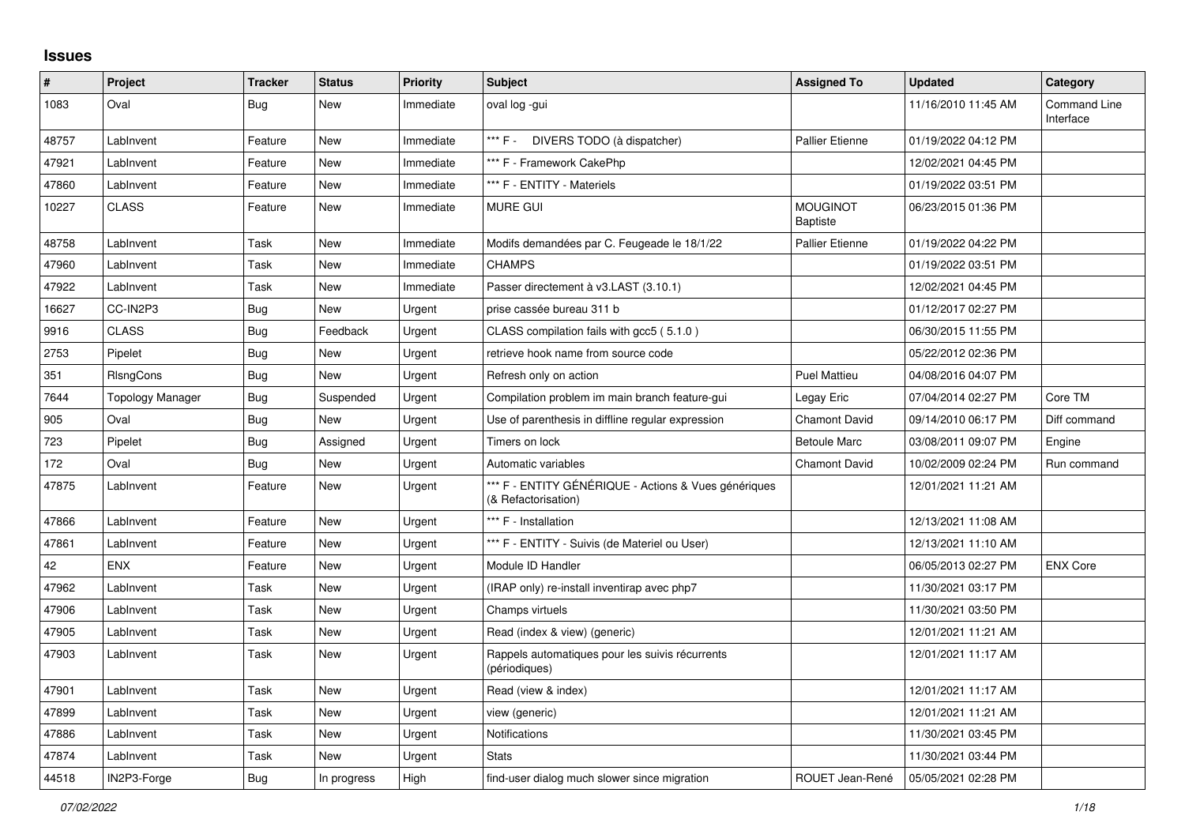## Issues

| # | Project | Tracker | Status | Priority | Subject | Assigned To | Updated | Category |
|---|---|---|---|---|---|---|---|---|
| 1083 | Oval | Bug | New | Immediate | oval log -gui | | 11/16/2010 11:45 AM | Command Line Interface |
| 48757 | LabInvent | Feature | New | Immediate | *** F - DIVERS TODO (à dispatcher) | Pallier Etienne | 01/19/2022 04:12 PM | |
| 47921 | LabInvent | Feature | New | Immediate | *** F - Framework CakePhp | | 12/02/2021 04:45 PM | |
| 47860 | LabInvent | Feature | New | Immediate | *** F - ENTITY - Materiels | | 01/19/2022 03:51 PM | |
| 10227 | CLASS | Feature | New | Immediate | MURE GUI | MOUGINOT Baptiste | 06/23/2015 01:36 PM | |
| 48758 | LabInvent | Task | New | Immediate | Modifs demandées par C. Feugeade le 18/1/22 | Pallier Etienne | 01/19/2022 04:22 PM | |
| 47960 | LabInvent | Task | New | Immediate | CHAMPS | | 01/19/2022 03:51 PM | |
| 47922 | LabInvent | Task | New | Immediate | Passer directement à v3.LAST (3.10.1) | | 12/02/2021 04:45 PM | |
| 16627 | CC-IN2P3 | Bug | New | Urgent | prise cassée bureau 311 b | | 01/12/2017 02:27 PM | |
| 9916 | CLASS | Bug | Feedback | Urgent | CLASS compilation fails with gcc5 ( 5.1.0 ) | | 06/30/2015 11:55 PM | |
| 2753 | Pipelet | Bug | New | Urgent | retrieve hook name from source code | | 05/22/2012 02:36 PM | |
| 351 | RlsngCons | Bug | New | Urgent | Refresh only on action | Puel Mattieu | 04/08/2016 04:07 PM | |
| 7644 | Topology Manager | Bug | Suspended | Urgent | Compilation problem im main branch feature-gui | Legay Eric | 07/04/2014 02:27 PM | Core TM |
| 905 | Oval | Bug | New | Urgent | Use of parenthesis in diffline regular expression | Chamont David | 09/14/2010 06:17 PM | Diff command |
| 723 | Pipelet | Bug | Assigned | Urgent | Timers on lock | Betoule Marc | 03/08/2011 09:07 PM | Engine |
| 172 | Oval | Bug | New | Urgent | Automatic variables | Chamont David | 10/02/2009 02:24 PM | Run command |
| 47875 | LabInvent | Feature | New | Urgent | *** F - ENTITY GÉNÉRIQUE - Actions & Vues génériques (& Refactorisation) | | 12/01/2021 11:21 AM | |
| 47866 | LabInvent | Feature | New | Urgent | *** F - Installation | | 12/13/2021 11:08 AM | |
| 47861 | LabInvent | Feature | New | Urgent | *** F - ENTITY - Suivis (de Materiel ou User) | | 12/13/2021 11:10 AM | |
| 42 | ENX | Feature | New | Urgent | Module ID Handler | | 06/05/2013 02:27 PM | ENX Core |
| 47962 | LabInvent | Task | New | Urgent | (IRAP only) re-install inventirap avec php7 | | 11/30/2021 03:17 PM | |
| 47906 | LabInvent | Task | New | Urgent | Champs virtuels | | 11/30/2021 03:50 PM | |
| 47905 | LabInvent | Task | New | Urgent | Read (index & view) (generic) | | 12/01/2021 11:21 AM | |
| 47903 | LabInvent | Task | New | Urgent | Rappels automatiques pour les suivis récurrents (périodiques) | | 12/01/2021 11:17 AM | |
| 47901 | LabInvent | Task | New | Urgent | Read (view & index) | | 12/01/2021 11:17 AM | |
| 47899 | LabInvent | Task | New | Urgent | view (generic) | | 12/01/2021 11:21 AM | |
| 47886 | LabInvent | Task | New | Urgent | Notifications | | 11/30/2021 03:45 PM | |
| 47874 | LabInvent | Task | New | Urgent | Stats | | 11/30/2021 03:44 PM | |
| 44518 | IN2P3-Forge | Bug | In progress | High | find-user dialog much slower since migration | ROUET Jean-René | 05/05/2021 02:28 PM | |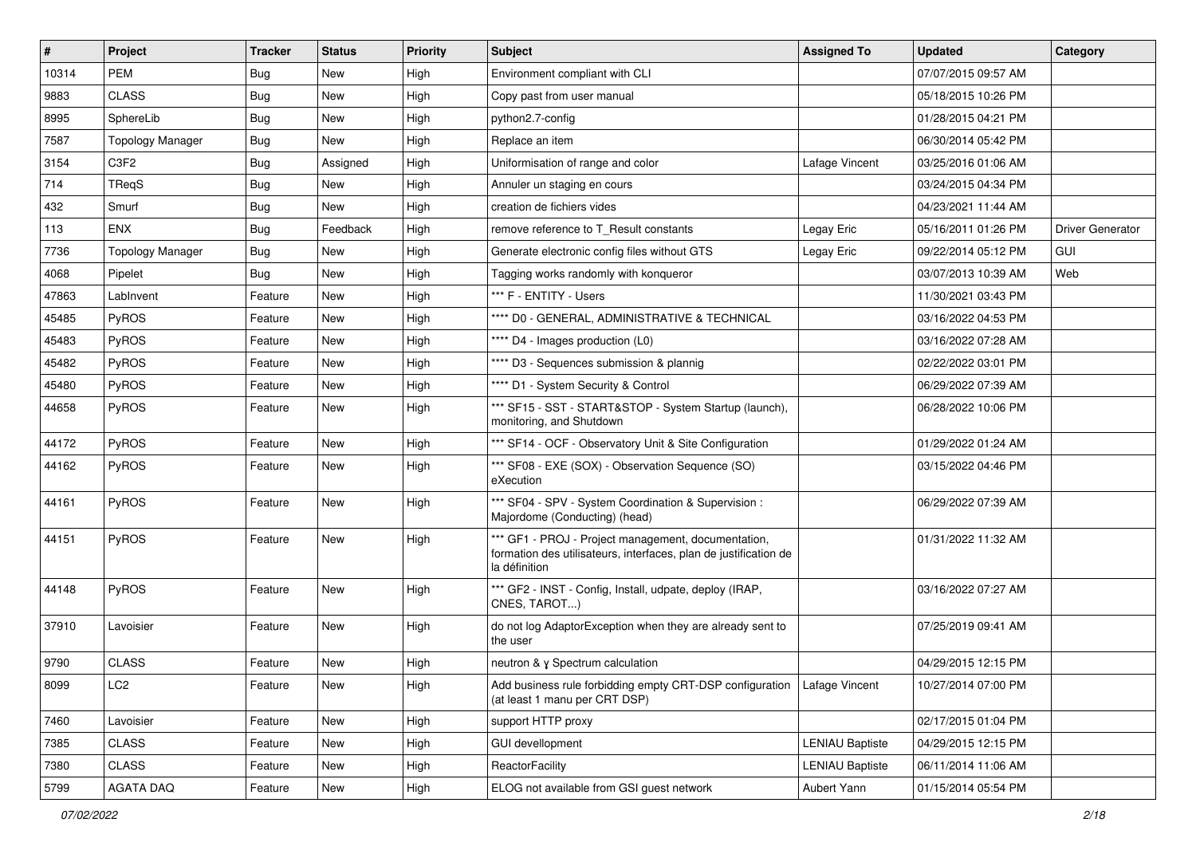| # | Project | Tracker | Status | Priority | Subject | Assigned To | Updated | Category |
|---|---|---|---|---|---|---|---|---|
| 10314 | PEM | Bug | New | High | Environment compliant with CLI | | 07/07/2015 09:57 AM | |
| 9883 | CLASS | Bug | New | High | Copy past from user manual | | 05/18/2015 10:26 PM | |
| 8995 | SphereLib | Bug | New | High | python2.7-config | | 01/28/2015 04:21 PM | |
| 7587 | Topology Manager | Bug | New | High | Replace an item | | 06/30/2014 05:42 PM | |
| 3154 | C3F2 | Bug | Assigned | High | Uniformisation of range and color | Lafage Vincent | 03/25/2016 01:06 AM | |
| 714 | TReqS | Bug | New | High | Annuler un staging en cours | | 03/24/2015 04:34 PM | |
| 432 | Smurf | Bug | New | High | creation de fichiers vides | | 04/23/2021 11:44 AM | |
| 113 | ENX | Bug | Feedback | High | remove reference to T_Result constants | Legay Eric | 05/16/2011 01:26 PM | Driver Generator |
| 7736 | Topology Manager | Bug | New | High | Generate electronic config files without GTS | Legay Eric | 09/22/2014 05:12 PM | GUI |
| 4068 | Pipelet | Bug | New | High | Tagging works randomly with konqueror | | 03/07/2013 10:39 AM | Web |
| 47863 | LabInvent | Feature | New | High | *** F - ENTITY - Users | | 11/30/2021 03:43 PM | |
| 45485 | PyROS | Feature | New | High | **** D0 - GENERAL, ADMINISTRATIVE & TECHNICAL | | 03/16/2022 04:53 PM | |
| 45483 | PyROS | Feature | New | High | **** D4 - Images production (L0) | | 03/16/2022 07:28 AM | |
| 45482 | PyROS | Feature | New | High | **** D3 - Sequences submission & plannig | | 02/22/2022 03:01 PM | |
| 45480 | PyROS | Feature | New | High | **** D1 - System Security & Control | | 06/29/2022 07:39 AM | |
| 44658 | PyROS | Feature | New | High | *** SF15 - SST - START&STOP - System Startup (launch), monitoring, and Shutdown | | 06/28/2022 10:06 PM | |
| 44172 | PyROS | Feature | New | High | *** SF14 - OCF - Observatory Unit & Site Configuration | | 01/29/2022 01:24 AM | |
| 44162 | PyROS | Feature | New | High | *** SF08 - EXE (SOX) - Observation Sequence (SO) eXecution | | 03/15/2022 04:46 PM | |
| 44161 | PyROS | Feature | New | High | *** SF04 - SPV - System Coordination & Supervision : Majordome (Conducting) (head) | | 06/29/2022 07:39 AM | |
| 44151 | PyROS | Feature | New | High | *** GF1 - PROJ - Project management, documentation, formation des utilisateurs, interfaces, plan de justification de la définition | | 01/31/2022 11:32 AM | |
| 44148 | PyROS | Feature | New | High | *** GF2 - INST - Config, Install, udpate, deploy (IRAP, CNES, TAROT...) | | 03/16/2022 07:27 AM | |
| 37910 | Lavoisier | Feature | New | High | do not log AdaptorException when they are already sent to the user | | 07/25/2019 09:41 AM | |
| 9790 | CLASS | Feature | New | High | neutron & γ Spectrum calculation | | 04/29/2015 12:15 PM | |
| 8099 | LC2 | Feature | New | High | Add business rule forbidding empty CRT-DSP configuration (at least 1 manu per CRT DSP) | Lafage Vincent | 10/27/2014 07:00 PM | |
| 7460 | Lavoisier | Feature | New | High | support HTTP proxy | | 02/17/2015 01:04 PM | |
| 7385 | CLASS | Feature | New | High | GUI devellopment | LENIAU Baptiste | 04/29/2015 12:15 PM | |
| 7380 | CLASS | Feature | New | High | ReactorFacility | LENIAU Baptiste | 06/11/2014 11:06 AM | |
| 5799 | AGATA DAQ | Feature | New | High | ELOG not available from GSI guest network | Aubert Yann | 01/15/2014 05:54 PM | |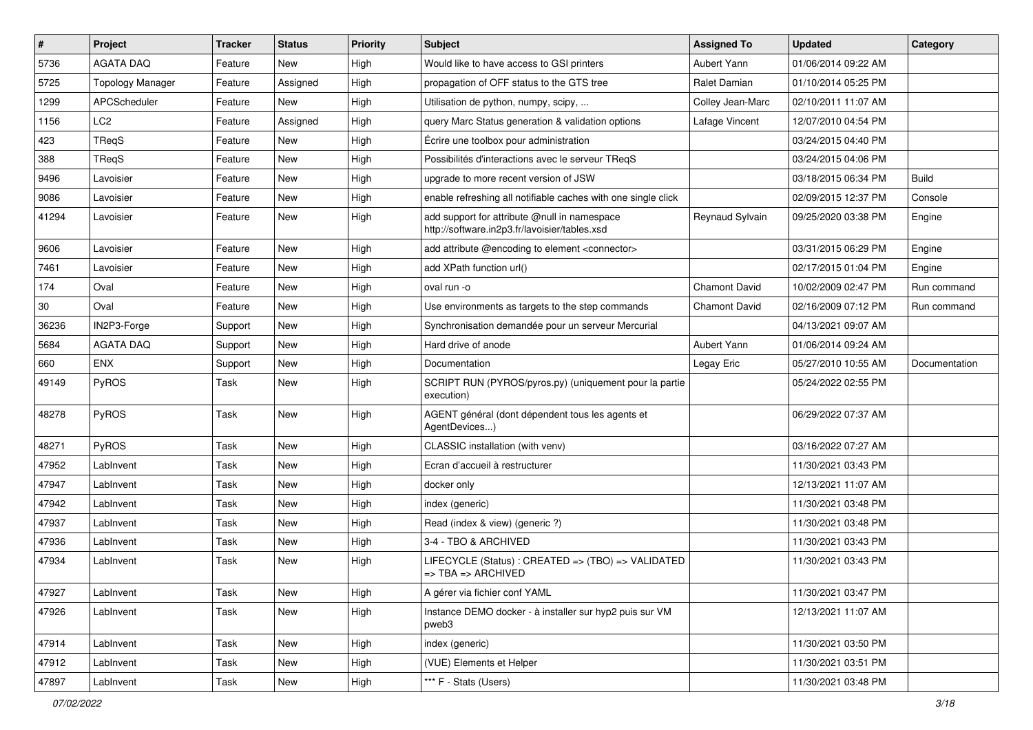| # | Project | Tracker | Status | Priority | Subject | Assigned To | Updated | Category |
|---|---|---|---|---|---|---|---|---|
| 5736 | AGATA DAQ | Feature | New | High | Would like to have access to GSI printers | Aubert Yann | 01/06/2014 09:22 AM | |
| 5725 | Topology Manager | Feature | Assigned | High | propagation of OFF status to the GTS tree | Ralet Damian | 01/10/2014 05:25 PM | |
| 1299 | APCScheduler | Feature | New | High | Utilisation de python, numpy, scipy, ... | Colley Jean-Marc | 02/10/2011 11:07 AM | |
| 1156 | LC2 | Feature | Assigned | High | query Marc Status generation & validation options | Lafage Vincent | 12/07/2010 04:54 PM | |
| 423 | TReqS | Feature | New | High | Écrire une toolbox pour administration | | 03/24/2015 04:40 PM | |
| 388 | TReqS | Feature | New | High | Possibilités d'interactions avec le serveur TReqS | | 03/24/2015 04:06 PM | |
| 9496 | Lavoisier | Feature | New | High | upgrade to more recent version of JSW | | 03/18/2015 06:34 PM | Build |
| 9086 | Lavoisier | Feature | New | High | enable refreshing all notifiable caches with one single click | | 02/09/2015 12:37 PM | Console |
| 41294 | Lavoisier | Feature | New | High | add support for attribute @null in namespace http://software.in2p3.fr/lavoisier/tables.xsd | Reynaud Sylvain | 09/25/2020 03:38 PM | Engine |
| 9606 | Lavoisier | Feature | New | High | add attribute @encoding to element <connector> | | 03/31/2015 06:29 PM | Engine |
| 7461 | Lavoisier | Feature | New | High | add XPath function url() | | 02/17/2015 01:04 PM | Engine |
| 174 | Oval | Feature | New | High | oval run -o | Chamont David | 10/02/2009 02:47 PM | Run command |
| 30 | Oval | Feature | New | High | Use environments as targets to the step commands | Chamont David | 02/16/2009 07:12 PM | Run command |
| 36236 | IN2P3-Forge | Support | New | High | Synchronisation demandée pour un serveur Mercurial | | 04/13/2021 09:07 AM | |
| 5684 | AGATA DAQ | Support | New | High | Hard drive of anode | Aubert Yann | 01/06/2014 09:24 AM | |
| 660 | ENX | Support | New | High | Documentation | Legay Eric | 05/27/2010 10:55 AM | Documentation |
| 49149 | PyROS | Task | New | High | SCRIPT RUN (PYROS/pyros.py) (uniquement pour la partie execution) | | 05/24/2022 02:55 PM | |
| 48278 | PyROS | Task | New | High | AGENT général (dont dépendent tous les agents et AgentDevices...) | | 06/29/2022 07:37 AM | |
| 48271 | PyROS | Task | New | High | CLASSIC installation (with venv) | | 03/16/2022 07:27 AM | |
| 47952 | LabInvent | Task | New | High | Ecran d'accueil à restructurer | | 11/30/2021 03:43 PM | |
| 47947 | LabInvent | Task | New | High | docker only | | 12/13/2021 11:07 AM | |
| 47942 | LabInvent | Task | New | High | index (generic) | | 11/30/2021 03:48 PM | |
| 47937 | LabInvent | Task | New | High | Read (index & view) (generic ?) | | 11/30/2021 03:48 PM | |
| 47936 | LabInvent | Task | New | High | 3-4 - TBO & ARCHIVED | | 11/30/2021 03:43 PM | |
| 47934 | LabInvent | Task | New | High | LIFECYCLE (Status) : CREATED => (TBO) => VALIDATED => TBA => ARCHIVED | | 11/30/2021 03:43 PM | |
| 47927 | LabInvent | Task | New | High | A gérer via fichier conf YAML | | 11/30/2021 03:47 PM | |
| 47926 | LabInvent | Task | New | High | Instance DEMO docker - à installer sur hyp2 puis sur VM pweb3 | | 12/13/2021 11:07 AM | |
| 47914 | LabInvent | Task | New | High | index (generic) | | 11/30/2021 03:50 PM | |
| 47912 | LabInvent | Task | New | High | (VUE) Elements et Helper | | 11/30/2021 03:51 PM | |
| 47897 | LabInvent | Task | New | High | *** F - Stats (Users) | | 11/30/2021 03:48 PM | |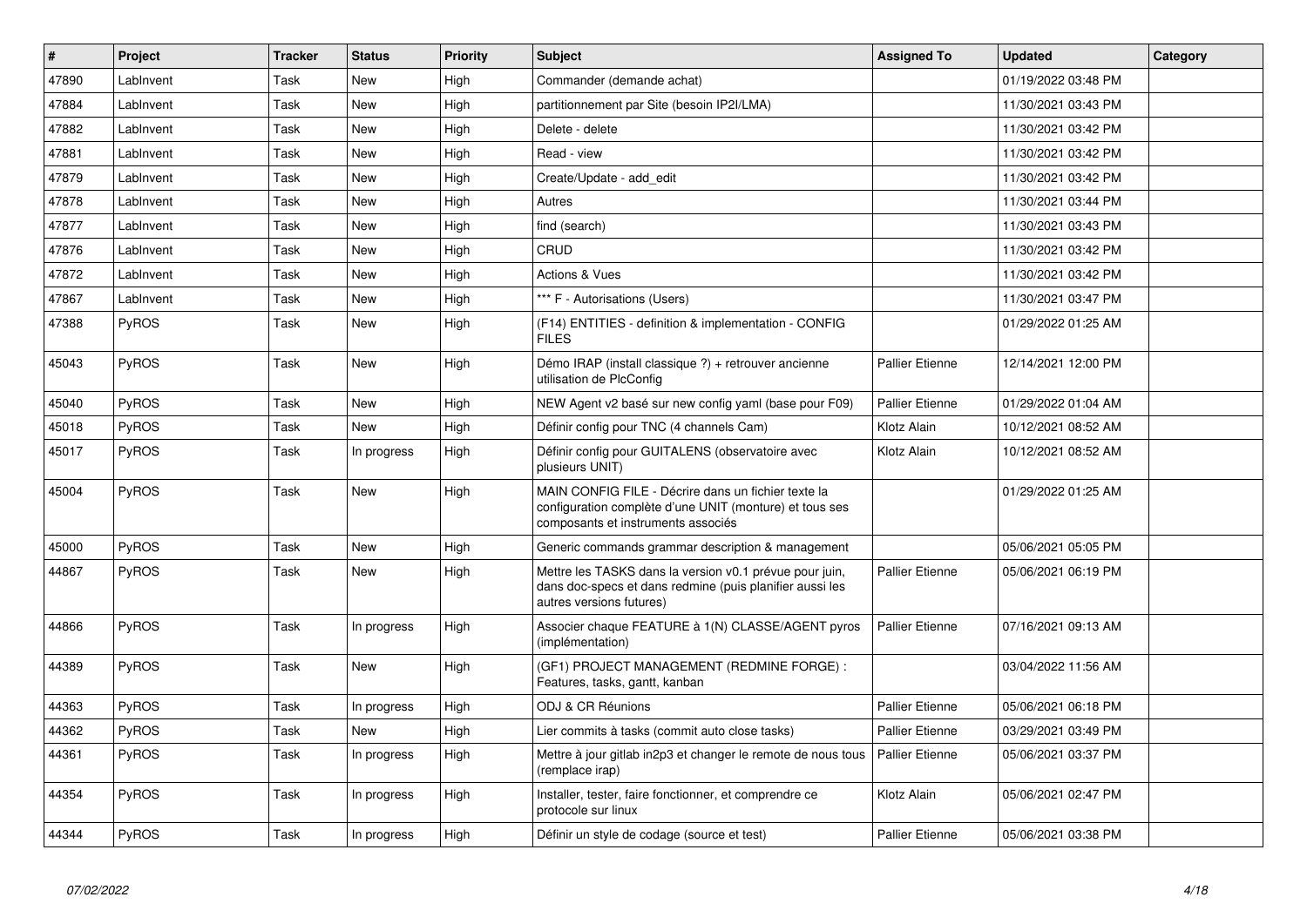| # | Project | Tracker | Status | Priority | Subject | Assigned To | Updated | Category |
|---|---|---|---|---|---|---|---|---|
| 47890 | LabInvent | Task | New | High | Commander (demande achat) | | 01/19/2022 03:48 PM | |
| 47884 | LabInvent | Task | New | High | partitionnement par Site (besoin IP2I/LMA) | | 11/30/2021 03:43 PM | |
| 47882 | LabInvent | Task | New | High | Delete - delete | | 11/30/2021 03:42 PM | |
| 47881 | LabInvent | Task | New | High | Read - view | | 11/30/2021 03:42 PM | |
| 47879 | LabInvent | Task | New | High | Create/Update - add_edit | | 11/30/2021 03:42 PM | |
| 47878 | LabInvent | Task | New | High | Autres | | 11/30/2021 03:44 PM | |
| 47877 | LabInvent | Task | New | High | find (search) | | 11/30/2021 03:43 PM | |
| 47876 | LabInvent | Task | New | High | CRUD | | 11/30/2021 03:42 PM | |
| 47872 | LabInvent | Task | New | High | Actions & Vues | | 11/30/2021 03:42 PM | |
| 47867 | LabInvent | Task | New | High | *** F - Autorisations (Users) | | 11/30/2021 03:47 PM | |
| 47388 | PyROS | Task | New | High | (F14) ENTITIES - definition & implementation - CONFIG FILES | | 01/29/2022 01:25 AM | |
| 45043 | PyROS | Task | New | High | Démo IRAP (install classique ?) + retrouver ancienne utilisation de PlcConfig | Pallier Etienne | 12/14/2021 12:00 PM | |
| 45040 | PyROS | Task | New | High | NEW Agent v2 basé sur new config yaml (base pour F09) | Pallier Etienne | 01/29/2022 01:04 AM | |
| 45018 | PyROS | Task | New | High | Définir config pour TNC (4 channels Cam) | Klotz Alain | 10/12/2021 08:52 AM | |
| 45017 | PyROS | Task | In progress | High | Définir config pour GUITALENS (observatoire avec plusieurs UNIT) | Klotz Alain | 10/12/2021 08:52 AM | |
| 45004 | PyROS | Task | New | High | MAIN CONFIG FILE - Décrire dans un fichier texte la configuration complète d'une UNIT (monture) et tous ses composants et instruments associés | | 01/29/2022 01:25 AM | |
| 45000 | PyROS | Task | New | High | Generic commands grammar description & management | | 05/06/2021 05:05 PM | |
| 44867 | PyROS | Task | New | High | Mettre les TASKS dans la version v0.1 prévue pour juin, dans doc-specs et dans redmine (puis planifier aussi les autres versions futures) | Pallier Etienne | 05/06/2021 06:19 PM | |
| 44866 | PyROS | Task | In progress | High | Associer chaque FEATURE à 1(N) CLASSE/AGENT pyros (implémentation) | Pallier Etienne | 07/16/2021 09:13 AM | |
| 44389 | PyROS | Task | New | High | (GF1) PROJECT MANAGEMENT (REDMINE FORGE) : Features, tasks, gantt, kanban | | 03/04/2022 11:56 AM | |
| 44363 | PyROS | Task | In progress | High | ODJ & CR Réunions | Pallier Etienne | 05/06/2021 06:18 PM | |
| 44362 | PyROS | Task | New | High | Lier commits à tasks (commit auto close tasks) | Pallier Etienne | 03/29/2021 03:49 PM | |
| 44361 | PyROS | Task | In progress | High | Mettre à jour gitlab in2p3 et changer le remote de nous tous (remplace irap) | Pallier Etienne | 05/06/2021 03:37 PM | |
| 44354 | PyROS | Task | In progress | High | Installer, tester, faire fonctionner, et comprendre ce protocole sur linux | Klotz Alain | 05/06/2021 02:47 PM | |
| 44344 | PyROS | Task | In progress | High | Définir un style de codage (source et test) | Pallier Etienne | 05/06/2021 03:38 PM | |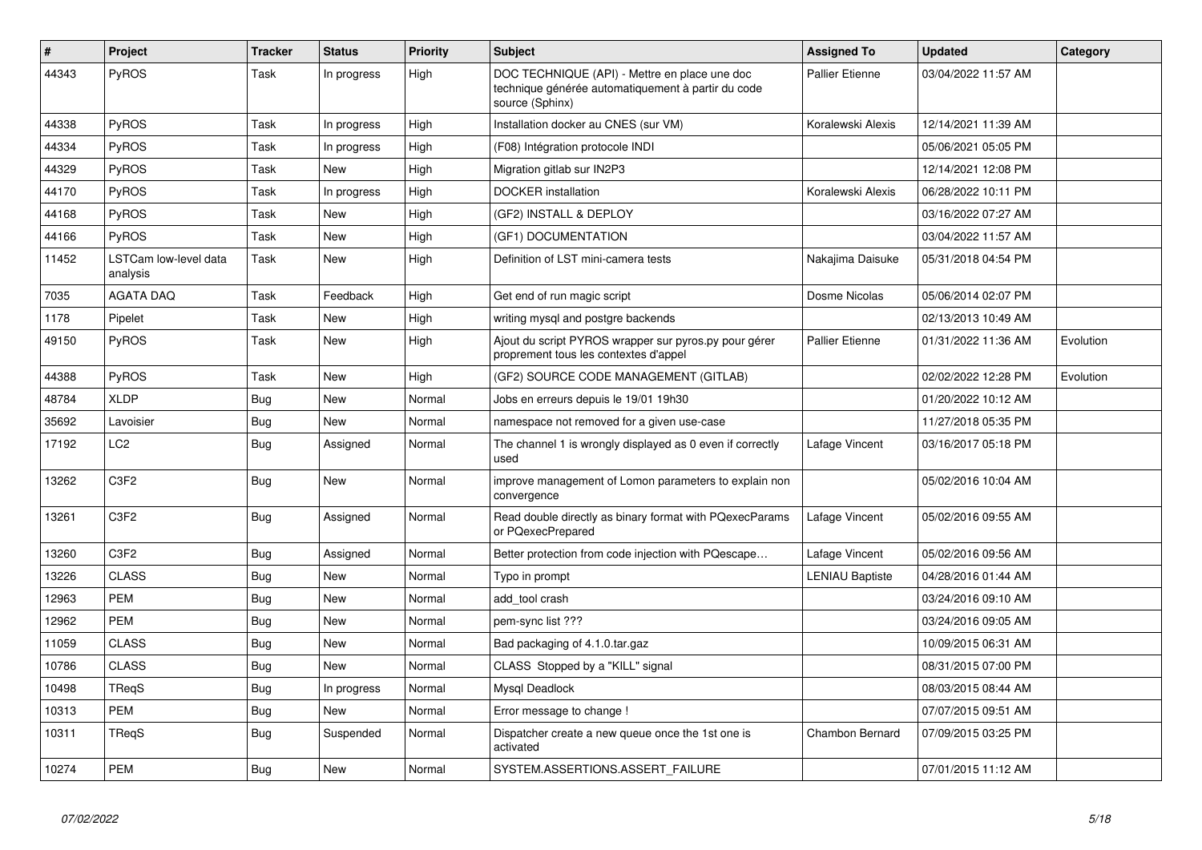| # | Project | Tracker | Status | Priority | Subject | Assigned To | Updated | Category |
|---|---|---|---|---|---|---|---|---|
| 44343 | PyROS | Task | In progress | High | DOC TECHNIQUE (API) - Mettre en place une doc technique générée automatiquement à partir du code source (Sphinx) | Pallier Etienne | 03/04/2022 11:57 AM | |
| 44338 | PyROS | Task | In progress | High | Installation docker au CNES (sur VM) | Koralewski Alexis | 12/14/2021 11:39 AM | |
| 44334 | PyROS | Task | In progress | High | (F08) Intégration protocole INDI | | 05/06/2021 05:05 PM | |
| 44329 | PyROS | Task | New | High | Migration gitlab sur IN2P3 | | 12/14/2021 12:08 PM | |
| 44170 | PyROS | Task | In progress | High | DOCKER installation | Koralewski Alexis | 06/28/2022 10:11 PM | |
| 44168 | PyROS | Task | New | High | (GF2) INSTALL & DEPLOY | | 03/16/2022 07:27 AM | |
| 44166 | PyROS | Task | New | High | (GF1) DOCUMENTATION | | 03/04/2022 11:57 AM | |
| 11452 | LSTCam low-level data analysis | Task | New | High | Definition of LST mini-camera tests | Nakajima Daisuke | 05/31/2018 04:54 PM | |
| 7035 | AGATA DAQ | Task | Feedback | High | Get end of run magic script | Dosme Nicolas | 05/06/2014 02:07 PM | |
| 1178 | Pipelet | Task | New | High | writing mysql and postgre backends | | 02/13/2013 10:49 AM | |
| 49150 | PyROS | Task | New | High | Ajout du script PYROS wrapper sur pyros.py pour gérer proprement tous les contextes d'appel | Pallier Etienne | 01/31/2022 11:36 AM | Evolution |
| 44388 | PyROS | Task | New | High | (GF2) SOURCE CODE MANAGEMENT (GITLAB) | | 02/02/2022 12:28 PM | Evolution |
| 48784 | XLDP | Bug | New | Normal | Jobs en erreurs depuis le 19/01 19h30 | | 01/20/2022 10:12 AM | |
| 35692 | Lavoisier | Bug | New | Normal | namespace not removed for a given use-case | | 11/27/2018 05:35 PM | |
| 17192 | LC2 | Bug | Assigned | Normal | The channel 1 is wrongly displayed as 0 even if correctly used | Lafage Vincent | 03/16/2017 05:18 PM | |
| 13262 | C3F2 | Bug | New | Normal | improve management of Lomon parameters to explain non convergence | | 05/02/2016 10:04 AM | |
| 13261 | C3F2 | Bug | Assigned | Normal | Read double directly as binary format with PQexecParams or PQexecPrepared | Lafage Vincent | 05/02/2016 09:55 AM | |
| 13260 | C3F2 | Bug | Assigned | Normal | Better protection from code injection with PQescape… | Lafage Vincent | 05/02/2016 09:56 AM | |
| 13226 | CLASS | Bug | New | Normal | Typo in prompt | LENIAU Baptiste | 04/28/2016 01:44 AM | |
| 12963 | PEM | Bug | New | Normal | add_tool crash | | 03/24/2016 09:10 AM | |
| 12962 | PEM | Bug | New | Normal | pem-sync list ??? | | 03/24/2016 09:05 AM | |
| 11059 | CLASS | Bug | New | Normal | Bad packaging of 4.1.0.tar.gaz | | 10/09/2015 06:31 AM | |
| 10786 | CLASS | Bug | New | Normal | CLASS Stopped by a "KILL" signal | | 08/31/2015 07:00 PM | |
| 10498 | TReqS | Bug | In progress | Normal | Mysql Deadlock | | 08/03/2015 08:44 AM | |
| 10313 | PEM | Bug | New | Normal | Error message to change ! | | 07/07/2015 09:51 AM | |
| 10311 | TReqS | Bug | Suspended | Normal | Dispatcher create a new queue once the 1st one is activated | Chambon Bernard | 07/09/2015 03:25 PM | |
| 10274 | PEM | Bug | New | Normal | SYSTEM.ASSERTIONS.ASSERT_FAILURE | | 07/01/2015 11:12 AM | |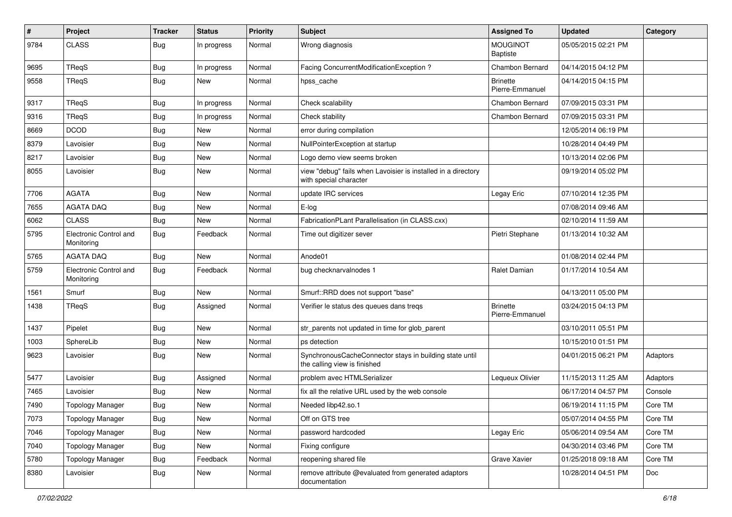| # | Project | Tracker | Status | Priority | Subject | Assigned To | Updated | Category |
|---|---|---|---|---|---|---|---|---|
| 9784 | CLASS | Bug | In progress | Normal | Wrong diagnosis | MOUGINOT Baptiste | 05/05/2015 02:21 PM | |
| 9695 | TReqS | Bug | In progress | Normal | Facing ConcurrentModificationException ? | Chambon Bernard | 04/14/2015 04:12 PM | |
| 9558 | TReqS | Bug | New | Normal | hpss_cache | Brinette Pierre-Emmanuel | 04/14/2015 04:15 PM | |
| 9317 | TReqS | Bug | In progress | Normal | Check scalability | Chambon Bernard | 07/09/2015 03:31 PM | |
| 9316 | TReqS | Bug | In progress | Normal | Check stability | Chambon Bernard | 07/09/2015 03:31 PM | |
| 8669 | DCOD | Bug | New | Normal | error during compilation | | 12/05/2014 06:19 PM | |
| 8379 | Lavoisier | Bug | New | Normal | NullPointerException at startup | | 10/28/2014 04:49 PM | |
| 8217 | Lavoisier | Bug | New | Normal | Logo demo view seems broken | | 10/13/2014 02:06 PM | |
| 8055 | Lavoisier | Bug | New | Normal | view "debug" fails when Lavoisier is installed in a directory with special character | | 09/19/2014 05:02 PM | |
| 7706 | AGATA | Bug | New | Normal | update IRC services | Legay Eric | 07/10/2014 12:35 PM | |
| 7655 | AGATA DAQ | Bug | New | Normal | E-log | | 07/08/2014 09:46 AM | |
| 6062 | CLASS | Bug | New | Normal | FabricationPLant Parallelisation (in CLASS.cxx) | | 02/10/2014 11:59 AM | |
| 5795 | Electronic Control and Monitoring | Bug | Feedback | Normal | Time out digitizer sever | Pietri Stephane | 01/13/2014 10:32 AM | |
| 5765 | AGATA DAQ | Bug | New | Normal | Anode01 | | 01/08/2014 02:44 PM | |
| 5759 | Electronic Control and Monitoring | Bug | Feedback | Normal | bug checknarvalnodes 1 | Ralet Damian | 01/17/2014 10:54 AM | |
| 1561 | Smurf | Bug | New | Normal | Smurf::RRD does not support "base" | | 04/13/2011 05:00 PM | |
| 1438 | TReqS | Bug | Assigned | Normal | Verifier le status des queues dans treqs | Brinette Pierre-Emmanuel | 03/24/2015 04:13 PM | |
| 1437 | Pipelet | Bug | New | Normal | str_parents not updated in time for glob_parent | | 03/10/2011 05:51 PM | |
| 1003 | SphereLib | Bug | New | Normal | ps detection | | 10/15/2010 01:51 PM | |
| 9623 | Lavoisier | Bug | New | Normal | SynchronousCacheConnector stays in building state until the calling view is finished | | 04/01/2015 06:21 PM | Adaptors |
| 5477 | Lavoisier | Bug | Assigned | Normal | problem avec HTMLSerializer | Lequeux Olivier | 11/15/2013 11:25 AM | Adaptors |
| 7465 | Lavoisier | Bug | New | Normal | fix all the relative URL used by the web console | | 06/17/2014 04:57 PM | Console |
| 7490 | Topology Manager | Bug | New | Normal | Needed libp42.so.1 | | 06/19/2014 11:15 PM | Core TM |
| 7073 | Topology Manager | Bug | New | Normal | Off on GTS tree | | 05/07/2014 04:55 PM | Core TM |
| 7046 | Topology Manager | Bug | New | Normal | password hardcoded | Legay Eric | 05/06/2014 09:54 AM | Core TM |
| 7040 | Topology Manager | Bug | New | Normal | Fixing configure | | 04/30/2014 03:46 PM | Core TM |
| 5780 | Topology Manager | Bug | Feedback | Normal | reopening shared file | Grave Xavier | 01/25/2018 09:18 AM | Core TM |
| 8380 | Lavoisier | Bug | New | Normal | remove attribute @evaluated from generated adaptors documentation | | 10/28/2014 04:51 PM | Doc |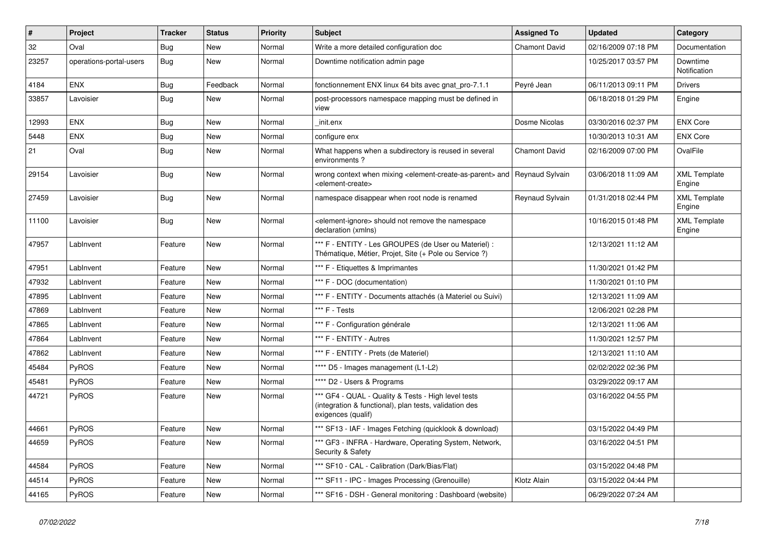| # | Project | Tracker | Status | Priority | Subject | Assigned To | Updated | Category |
|---|---|---|---|---|---|---|---|---|
| 32 | Oval | Bug | New | Normal | Write a more detailed configuration doc | Chamont David | 02/16/2009 07:18 PM | Documentation |
| 23257 | operations-portal-users | Bug | New | Normal | Downtime notification admin page | | 10/25/2017 03:57 PM | Downtime Notification |
| 4184 | ENX | Bug | Feedback | Normal | fonctionnement ENX linux 64 bits avec gnat_pro-7.1.1 | Peyré Jean | 06/11/2013 09:11 PM | Drivers |
| 33857 | Lavoisier | Bug | New | Normal | post-processors namespace mapping must be defined in view | | 06/18/2018 01:29 PM | Engine |
| 12993 | ENX | Bug | New | Normal | _init.enx | Dosme Nicolas | 03/30/2016 02:37 PM | ENX Core |
| 5448 | ENX | Bug | New | Normal | configure enx | | 10/30/2013 10:31 AM | ENX Core |
| 21 | Oval | Bug | New | Normal | What happens when a subdirectory is reused in several environments ? | Chamont David | 02/16/2009 07:00 PM | OvalFile |
| 29154 | Lavoisier | Bug | New | Normal | wrong context when mixing <element-create-as-parent> and <element-create> | Reynaud Sylvain | 03/06/2018 11:09 AM | XML Template Engine |
| 27459 | Lavoisier | Bug | New | Normal | namespace disappear when root node is renamed | Reynaud Sylvain | 01/31/2018 02:44 PM | XML Template Engine |
| 11100 | Lavoisier | Bug | New | Normal | <element-ignore> should not remove the namespace declaration (xmlns) | | 10/16/2015 01:48 PM | XML Template Engine |
| 47957 | LabInvent | Feature | New | Normal | *** F - ENTITY - Les GROUPES (de User ou Materiel) : Thématique, Métier, Projet, Site (+ Pole ou Service ?) | | 12/13/2021 11:12 AM | |
| 47951 | LabInvent | Feature | New | Normal | *** F - Etiquettes & Imprimantes | | 11/30/2021 01:42 PM | |
| 47932 | LabInvent | Feature | New | Normal | *** F - DOC (documentation) | | 11/30/2021 01:10 PM | |
| 47895 | LabInvent | Feature | New | Normal | *** F - ENTITY - Documents attachés (à Materiel ou Suivi) | | 12/13/2021 11:09 AM | |
| 47869 | LabInvent | Feature | New | Normal | *** F - Tests | | 12/06/2021 02:28 PM | |
| 47865 | LabInvent | Feature | New | Normal | *** F - Configuration générale | | 12/13/2021 11:06 AM | |
| 47864 | LabInvent | Feature | New | Normal | *** F - ENTITY - Autres | | 11/30/2021 12:57 PM | |
| 47862 | LabInvent | Feature | New | Normal | *** F - ENTITY - Prets (de Materiel) | | 12/13/2021 11:10 AM | |
| 45484 | PyROS | Feature | New | Normal | **** D5 - Images management (L1-L2) | | 02/02/2022 02:36 PM | |
| 45481 | PyROS | Feature | New | Normal | **** D2 - Users & Programs | | 03/29/2022 09:17 AM | |
| 44721 | PyROS | Feature | New | Normal | *** GF4 - QUAL - Quality & Tests - High level tests (integration & functional), plan tests, validation des exigences (qualif) | | 03/16/2022 04:55 PM | |
| 44661 | PyROS | Feature | New | Normal | *** SF13 - IAF - Images Fetching (quicklook & download) | | 03/15/2022 04:49 PM | |
| 44659 | PyROS | Feature | New | Normal | *** GF3 - INFRA - Hardware, Operating System, Network, Security & Safety | | 03/16/2022 04:51 PM | |
| 44584 | PyROS | Feature | New | Normal | *** SF10 - CAL - Calibration (Dark/Bias/Flat) | | 03/15/2022 04:48 PM | |
| 44514 | PyROS | Feature | New | Normal | *** SF11 - IPC - Images Processing (Grenouille) | Klotz Alain | 03/15/2022 04:44 PM | |
| 44165 | PyROS | Feature | New | Normal | *** SF16 - DSH - General monitoring : Dashboard (website) | | 06/29/2022 07:24 AM | |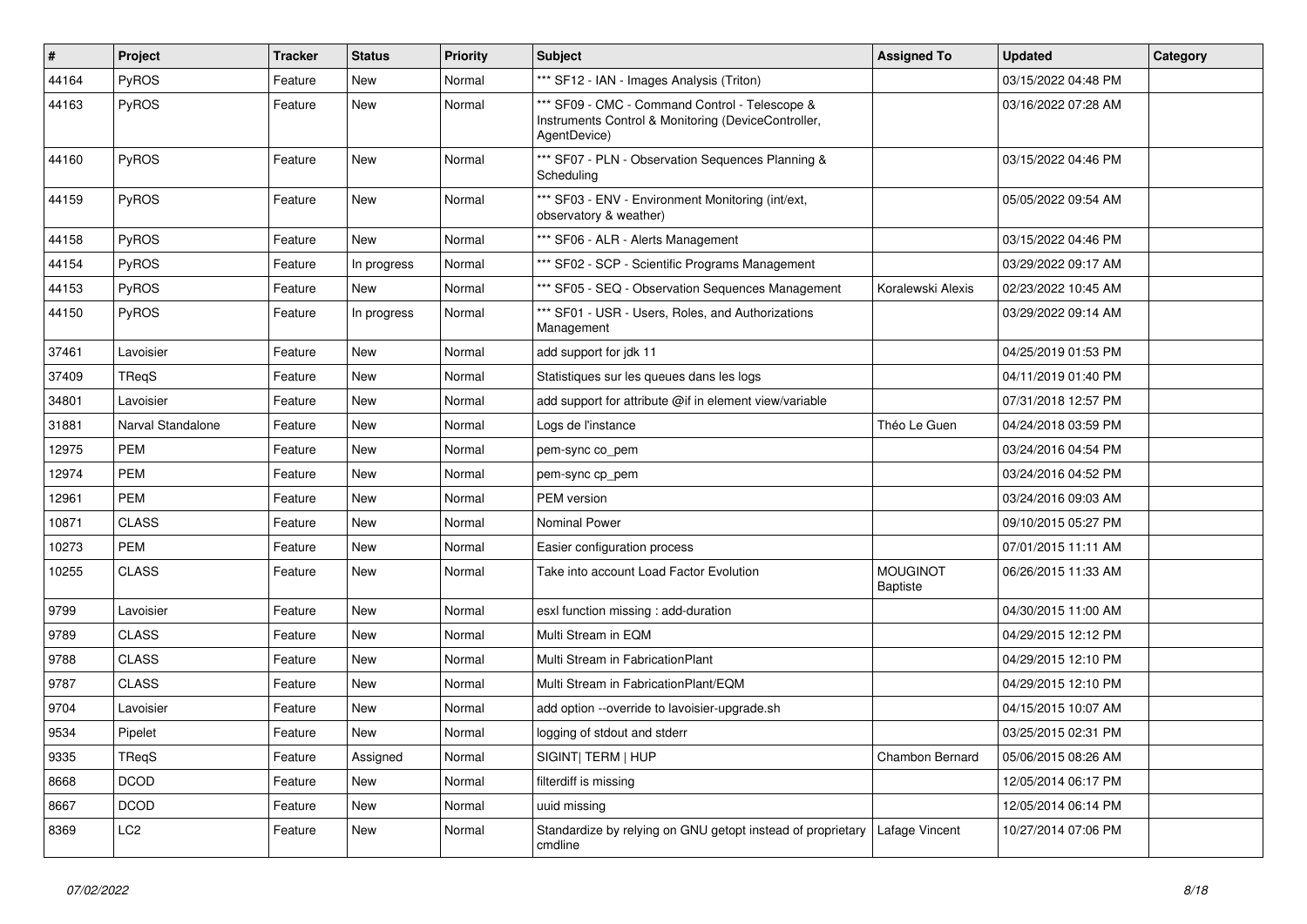| # | Project | Tracker | Status | Priority | Subject | Assigned To | Updated | Category |
|---|---|---|---|---|---|---|---|---|
| 44164 | PyROS | Feature | New | Normal | *** SF12 - IAN - Images Analysis (Triton) | | 03/15/2022 04:48 PM | |
| 44163 | PyROS | Feature | New | Normal | *** SF09 - CMC - Command Control - Telescope & Instruments Control & Monitoring (DeviceController, AgentDevice) | | 03/16/2022 07:28 AM | |
| 44160 | PyROS | Feature | New | Normal | *** SF07 - PLN - Observation Sequences Planning & Scheduling | | 03/15/2022 04:46 PM | |
| 44159 | PyROS | Feature | New | Normal | *** SF03 - ENV - Environment Monitoring (int/ext, observatory & weather) | | 05/05/2022 09:54 AM | |
| 44158 | PyROS | Feature | New | Normal | *** SF06 - ALR - Alerts Management | | 03/15/2022 04:46 PM | |
| 44154 | PyROS | Feature | In progress | Normal | *** SF02 - SCP - Scientific Programs Management | | 03/29/2022 09:17 AM | |
| 44153 | PyROS | Feature | New | Normal | *** SF05 - SEQ - Observation Sequences Management | Koralewski Alexis | 02/23/2022 10:45 AM | |
| 44150 | PyROS | Feature | In progress | Normal | *** SF01 - USR - Users, Roles, and Authorizations Management | | 03/29/2022 09:14 AM | |
| 37461 | Lavoisier | Feature | New | Normal | add support for jdk 11 | | 04/25/2019 01:53 PM | |
| 37409 | TReqS | Feature | New | Normal | Statistiques sur les queues dans les logs | | 04/11/2019 01:40 PM | |
| 34801 | Lavoisier | Feature | New | Normal | add support for attribute @if in element view/variable | | 07/31/2018 12:57 PM | |
| 31881 | Narval Standalone | Feature | New | Normal | Logs de l'instance | Théo Le Guen | 04/24/2018 03:59 PM | |
| 12975 | PEM | Feature | New | Normal | pem-sync co_pem | | 03/24/2016 04:54 PM | |
| 12974 | PEM | Feature | New | Normal | pem-sync cp_pem | | 03/24/2016 04:52 PM | |
| 12961 | PEM | Feature | New | Normal | PEM version | | 03/24/2016 09:03 AM | |
| 10871 | CLASS | Feature | New | Normal | Nominal Power | | 09/10/2015 05:27 PM | |
| 10273 | PEM | Feature | New | Normal | Easier configuration process | | 07/01/2015 11:11 AM | |
| 10255 | CLASS | Feature | New | Normal | Take into account Load Factor Evolution | MOUGINOT Baptiste | 06/26/2015 11:33 AM | |
| 9799 | Lavoisier | Feature | New | Normal | esxl function missing : add-duration | | 04/30/2015 11:00 AM | |
| 9789 | CLASS | Feature | New | Normal | Multi Stream in EQM | | 04/29/2015 12:12 PM | |
| 9788 | CLASS | Feature | New | Normal | Multi Stream in FabricationPlant | | 04/29/2015 12:10 PM | |
| 9787 | CLASS | Feature | New | Normal | Multi Stream in FabricationPlant/EQM | | 04/29/2015 12:10 PM | |
| 9704 | Lavoisier | Feature | New | Normal | add option --override to lavoisier-upgrade.sh | | 04/15/2015 10:07 AM | |
| 9534 | Pipelet | Feature | New | Normal | logging of stdout and stderr | | 03/25/2015 02:31 PM | |
| 9335 | TReqS | Feature | Assigned | Normal | SIGINT\| TERM \| HUP | Chambon Bernard | 05/06/2015 08:26 AM | |
| 8668 | DCOD | Feature | New | Normal | filterdiff is missing | | 12/05/2014 06:17 PM | |
| 8667 | DCOD | Feature | New | Normal | uuid missing | | 12/05/2014 06:14 PM | |
| 8369 | LC2 | Feature | New | Normal | Standardize by relying on GNU getopt instead of proprietary cmdline | Lafage Vincent | 10/27/2014 07:06 PM | |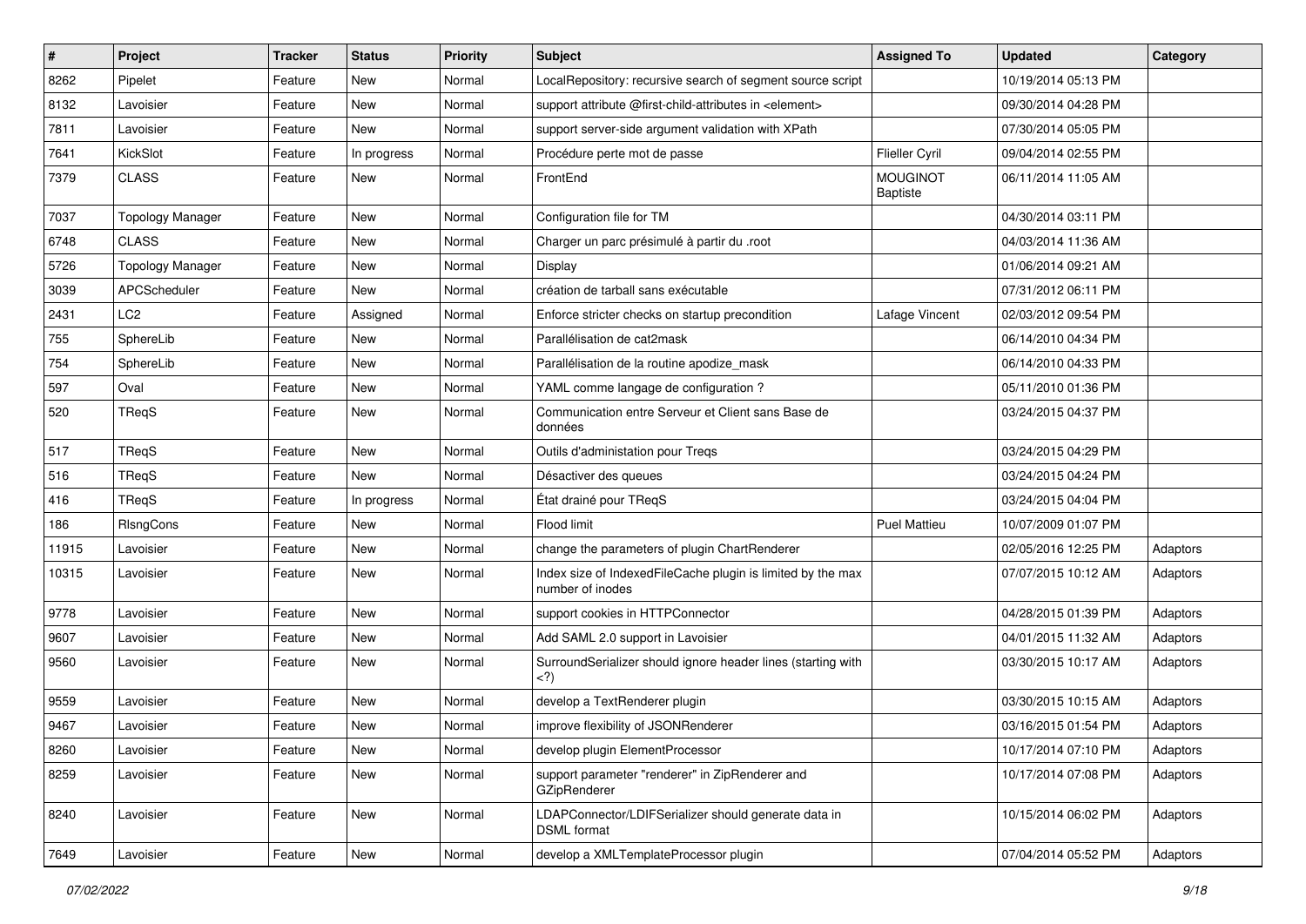| # | Project | Tracker | Status | Priority | Subject | Assigned To | Updated | Category |
|---|---|---|---|---|---|---|---|---|
| 8262 | Pipelet | Feature | New | Normal | LocalRepository: recursive search of segment source script | | 10/19/2014 05:13 PM | |
| 8132 | Lavoisier | Feature | New | Normal | support attribute @first-child-attributes in <element> | | 09/30/2014 04:28 PM | |
| 7811 | Lavoisier | Feature | New | Normal | support server-side argument validation with XPath | | 07/30/2014 05:05 PM | |
| 7641 | KickSlot | Feature | In progress | Normal | Procédure perte mot de passe | Flieller Cyril | 09/04/2014 02:55 PM | |
| 7379 | CLASS | Feature | New | Normal | FrontEnd | MOUGINOT Baptiste | 06/11/2014 11:05 AM | |
| 7037 | Topology Manager | Feature | New | Normal | Configuration file for TM | | 04/30/2014 03:11 PM | |
| 6748 | CLASS | Feature | New | Normal | Charger un parc présimulé à partir du .root | | 04/03/2014 11:36 AM | |
| 5726 | Topology Manager | Feature | New | Normal | Display | | 01/06/2014 09:21 AM | |
| 3039 | APCScheduler | Feature | New | Normal | création de tarball sans exécutable | | 07/31/2012 06:11 PM | |
| 2431 | LC2 | Feature | Assigned | Normal | Enforce stricter checks on startup precondition | Lafage Vincent | 02/03/2012 09:54 PM | |
| 755 | SphereLib | Feature | New | Normal | Parallélisation de cat2mask | | 06/14/2010 04:34 PM | |
| 754 | SphereLib | Feature | New | Normal | Parallélisation de la routine apodize_mask | | 06/14/2010 04:33 PM | |
| 597 | Oval | Feature | New | Normal | YAML comme langage de configuration ? | | 05/11/2010 01:36 PM | |
| 520 | TReqS | Feature | New | Normal | Communication entre Serveur et Client sans Base de données | | 03/24/2015 04:37 PM | |
| 517 | TReqS | Feature | New | Normal | Outils d'administation pour Treqs | | 03/24/2015 04:29 PM | |
| 516 | TReqS | Feature | New | Normal | Désactiver des queues | | 03/24/2015 04:24 PM | |
| 416 | TReqS | Feature | In progress | Normal | État drainé pour TReqS | | 03/24/2015 04:04 PM | |
| 186 | RlsngCons | Feature | New | Normal | Flood limit | Puel Mattieu | 10/07/2009 01:07 PM | |
| 11915 | Lavoisier | Feature | New | Normal | change the parameters of plugin ChartRenderer | | 02/05/2016 12:25 PM | Adaptors |
| 10315 | Lavoisier | Feature | New | Normal | Index size of IndexedFileCache plugin is limited by the max number of inodes | | 07/07/2015 10:12 AM | Adaptors |
| 9778 | Lavoisier | Feature | New | Normal | support cookies in HTTPConnector | | 04/28/2015 01:39 PM | Adaptors |
| 9607 | Lavoisier | Feature | New | Normal | Add SAML 2.0 support in Lavoisier | | 04/01/2015 11:32 AM | Adaptors |
| 9560 | Lavoisier | Feature | New | Normal | SurroundSerializer should ignore header lines (starting with <?) | | 03/30/2015 10:17 AM | Adaptors |
| 9559 | Lavoisier | Feature | New | Normal | develop a TextRenderer plugin | | 03/30/2015 10:15 AM | Adaptors |
| 9467 | Lavoisier | Feature | New | Normal | improve flexibility of JSONRenderer | | 03/16/2015 01:54 PM | Adaptors |
| 8260 | Lavoisier | Feature | New | Normal | develop plugin ElementProcessor | | 10/17/2014 07:10 PM | Adaptors |
| 8259 | Lavoisier | Feature | New | Normal | support parameter "renderer" in ZipRenderer and GZipRenderer | | 10/17/2014 07:08 PM | Adaptors |
| 8240 | Lavoisier | Feature | New | Normal | LDAPConnector/LDIFSerializer should generate data in DSML format | | 10/15/2014 06:02 PM | Adaptors |
| 7649 | Lavoisier | Feature | New | Normal | develop a XMLTemplateProcessor plugin | | 07/04/2014 05:52 PM | Adaptors |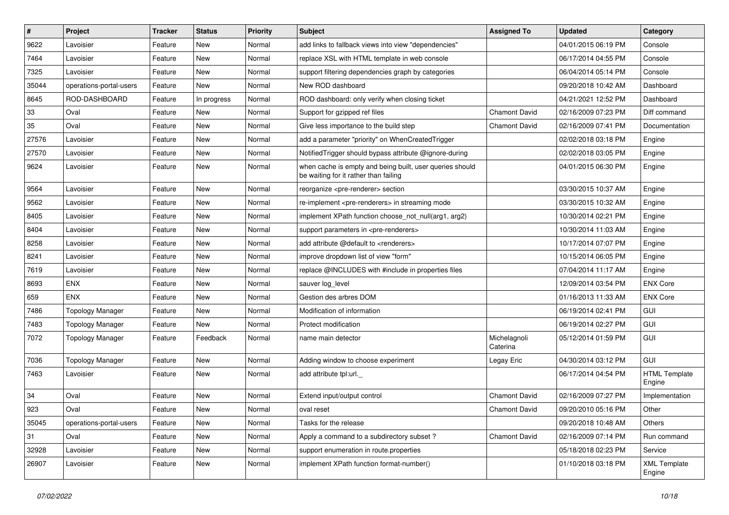| # | Project | Tracker | Status | Priority | Subject | Assigned To | Updated | Category |
|---|---|---|---|---|---|---|---|---|
| 9622 | Lavoisier | Feature | New | Normal | add links to fallback views into view "dependencies" | | 04/01/2015 06:19 PM | Console |
| 7464 | Lavoisier | Feature | New | Normal | replace XSL with HTML template in web console | | 06/17/2014 04:55 PM | Console |
| 7325 | Lavoisier | Feature | New | Normal | support filtering dependencies graph by categories | | 06/04/2014 05:14 PM | Console |
| 35044 | operations-portal-users | Feature | New | Normal | New ROD dashboard | | 09/20/2018 10:42 AM | Dashboard |
| 8645 | ROD-DASHBOARD | Feature | In progress | Normal | ROD dashboard: only verify when closing ticket | | 04/21/2021 12:52 PM | Dashboard |
| 33 | Oval | Feature | New | Normal | Support for gzipped ref files | Chamont David | 02/16/2009 07:23 PM | Diff command |
| 35 | Oval | Feature | New | Normal | Give less importance to the build step | Chamont David | 02/16/2009 07:41 PM | Documentation |
| 27576 | Lavoisier | Feature | New | Normal | add a parameter "priority" on WhenCreatedTrigger | | 02/02/2018 03:18 PM | Engine |
| 27570 | Lavoisier | Feature | New | Normal | NotifiedTrigger should bypass attribute @ignore-during | | 02/02/2018 03:05 PM | Engine |
| 9624 | Lavoisier | Feature | New | Normal | when cache is empty and being built, user queries should be waiting for it rather than failing | | 04/01/2015 06:30 PM | Engine |
| 9564 | Lavoisier | Feature | New | Normal | reorganize <pre-renderer> section | | 03/30/2015 10:37 AM | Engine |
| 9562 | Lavoisier | Feature | New | Normal | re-implement <pre-renderers> in streaming mode | | 03/30/2015 10:32 AM | Engine |
| 8405 | Lavoisier | Feature | New | Normal | implement XPath function choose_not_null(arg1, arg2) | | 10/30/2014 02:21 PM | Engine |
| 8404 | Lavoisier | Feature | New | Normal | support parameters in <pre-renderers> | | 10/30/2014 11:03 AM | Engine |
| 8258 | Lavoisier | Feature | New | Normal | add attribute @default to <renderers> | | 10/17/2014 07:07 PM | Engine |
| 8241 | Lavoisier | Feature | New | Normal | improve dropdown list of view "form" | | 10/15/2014 06:05 PM | Engine |
| 7619 | Lavoisier | Feature | New | Normal | replace @INCLUDES with #include in properties files | | 07/04/2014 11:17 AM | Engine |
| 8693 | ENX | Feature | New | Normal | sauver log_level | | 12/09/2014 03:54 PM | ENX Core |
| 659 | ENX | Feature | New | Normal | Gestion des arbres DOM | | 01/16/2013 11:33 AM | ENX Core |
| 7486 | Topology Manager | Feature | New | Normal | Modification of information | | 06/19/2014 02:41 PM | GUI |
| 7483 | Topology Manager | Feature | New | Normal | Protect modification | | 06/19/2014 02:27 PM | GUI |
| 7072 | Topology Manager | Feature | Feedback | Normal | name main detector | Michelagnoli Caterina | 05/12/2014 01:59 PM | GUI |
| 7036 | Topology Manager | Feature | New | Normal | Adding window to choose experiment | Legay Eric | 04/30/2014 03:12 PM | GUI |
| 7463 | Lavoisier | Feature | New | Normal | add attribute tpl:url._ | | 06/17/2014 04:54 PM | HTML Template Engine |
| 34 | Oval | Feature | New | Normal | Extend input/output control | Chamont David | 02/16/2009 07:27 PM | Implementation |
| 923 | Oval | Feature | New | Normal | oval reset | Chamont David | 09/20/2010 05:16 PM | Other |
| 35045 | operations-portal-users | Feature | New | Normal | Tasks for the release | | 09/20/2018 10:48 AM | Others |
| 31 | Oval | Feature | New | Normal | Apply a command to a subdirectory subset ? | Chamont David | 02/16/2009 07:14 PM | Run command |
| 32928 | Lavoisier | Feature | New | Normal | support enumeration in route.properties | | 05/18/2018 02:23 PM | Service |
| 26907 | Lavoisier | Feature | New | Normal | implement XPath function format-number() | | 01/10/2018 03:18 PM | XML Template Engine |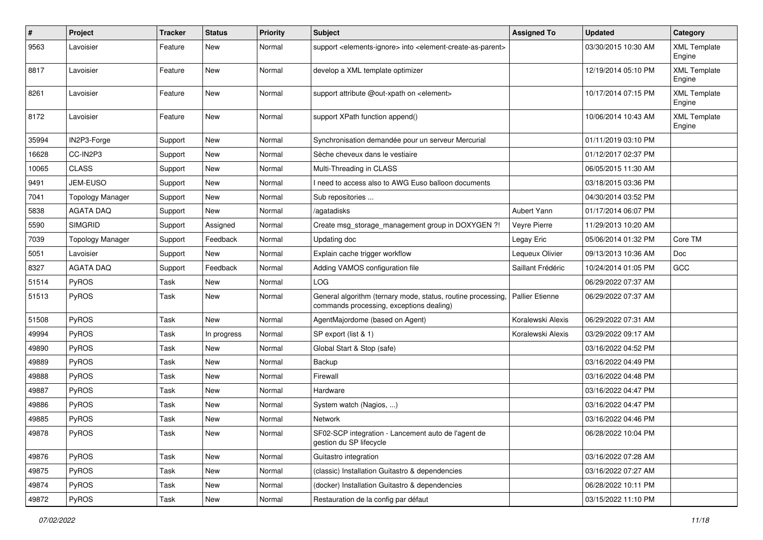| # | Project | Tracker | Status | Priority | Subject | Assigned To | Updated | Category |
|---|---|---|---|---|---|---|---|---|
| 9563 | Lavoisier | Feature | New | Normal | support <elements-ignore> into <element-create-as-parent> | | 03/30/2015 10:30 AM | XML Template Engine |
| 8817 | Lavoisier | Feature | New | Normal | develop a XML template optimizer | | 12/19/2014 05:10 PM | XML Template Engine |
| 8261 | Lavoisier | Feature | New | Normal | support attribute @out-xpath on <element> | | 10/17/2014 07:15 PM | XML Template Engine |
| 8172 | Lavoisier | Feature | New | Normal | support XPath function append() | | 10/06/2014 10:43 AM | XML Template Engine |
| 35994 | IN2P3-Forge | Support | New | Normal | Synchronisation demandée pour un serveur Mercurial | | 01/11/2019 03:10 PM | |
| 16628 | CC-IN2P3 | Support | New | Normal | Sèche cheveux dans le vestiaire | | 01/12/2017 02:37 PM | |
| 10065 | CLASS | Support | New | Normal | Multi-Threading in CLASS | | 06/05/2015 11:30 AM | |
| 9491 | JEM-EUSO | Support | New | Normal | I need to access also to AWG Euso balloon documents | | 03/18/2015 03:36 PM | |
| 7041 | Topology Manager | Support | New | Normal | Sub repositories ... | | 04/30/2014 03:52 PM | |
| 5838 | AGATA DAQ | Support | New | Normal | /agatadisks | Aubert Yann | 01/17/2014 06:07 PM | |
| 5590 | SIMGRID | Support | Assigned | Normal | Create msg_storage_management group in DOXYGEN ?! | Veyre Pierre | 11/29/2013 10:20 AM | |
| 7039 | Topology Manager | Support | Feedback | Normal | Updating doc | Legay Eric | 05/06/2014 01:32 PM | Core TM |
| 5051 | Lavoisier | Support | New | Normal | Explain cache trigger workflow | Lequeux Olivier | 09/13/2013 10:36 AM | Doc |
| 8327 | AGATA DAQ | Support | Feedback | Normal | Adding VAMOS configuration file | Saillant Frédéric | 10/24/2014 01:05 PM | GCC |
| 51514 | PyROS | Task | New | Normal | LOG | | 06/29/2022 07:37 AM | |
| 51513 | PyROS | Task | New | Normal | General algorithm (ternary mode, status, routine processing, commands processing, exceptions dealing) | Pallier Etienne | 06/29/2022 07:37 AM | |
| 51508 | PyROS | Task | New | Normal | AgentMajordome (based on Agent) | Koralewski Alexis | 06/29/2022 07:31 AM | |
| 49994 | PyROS | Task | In progress | Normal | SP export (list & 1) | Koralewski Alexis | 03/29/2022 09:17 AM | |
| 49890 | PyROS | Task | New | Normal | Global Start & Stop (safe) | | 03/16/2022 04:52 PM | |
| 49889 | PyROS | Task | New | Normal | Backup | | 03/16/2022 04:49 PM | |
| 49888 | PyROS | Task | New | Normal | Firewall | | 03/16/2022 04:48 PM | |
| 49887 | PyROS | Task | New | Normal | Hardware | | 03/16/2022 04:47 PM | |
| 49886 | PyROS | Task | New | Normal | System watch (Nagios, ...) | | 03/16/2022 04:47 PM | |
| 49885 | PyROS | Task | New | Normal | Network | | 03/16/2022 04:46 PM | |
| 49878 | PyROS | Task | New | Normal | SF02-SCP integration - Lancement auto de l'agent de gestion du SP lifecycle | | 06/28/2022 10:04 PM | |
| 49876 | PyROS | Task | New | Normal | Guitastro integration | | 03/16/2022 07:28 AM | |
| 49875 | PyROS | Task | New | Normal | (classic) Installation Guitastro & dependencies | | 03/16/2022 07:27 AM | |
| 49874 | PyROS | Task | New | Normal | (docker) Installation Guitastro & dependencies | | 06/28/2022 10:11 PM | |
| 49872 | PyROS | Task | New | Normal | Restauration de la config par défaut | | 03/15/2022 11:10 PM | |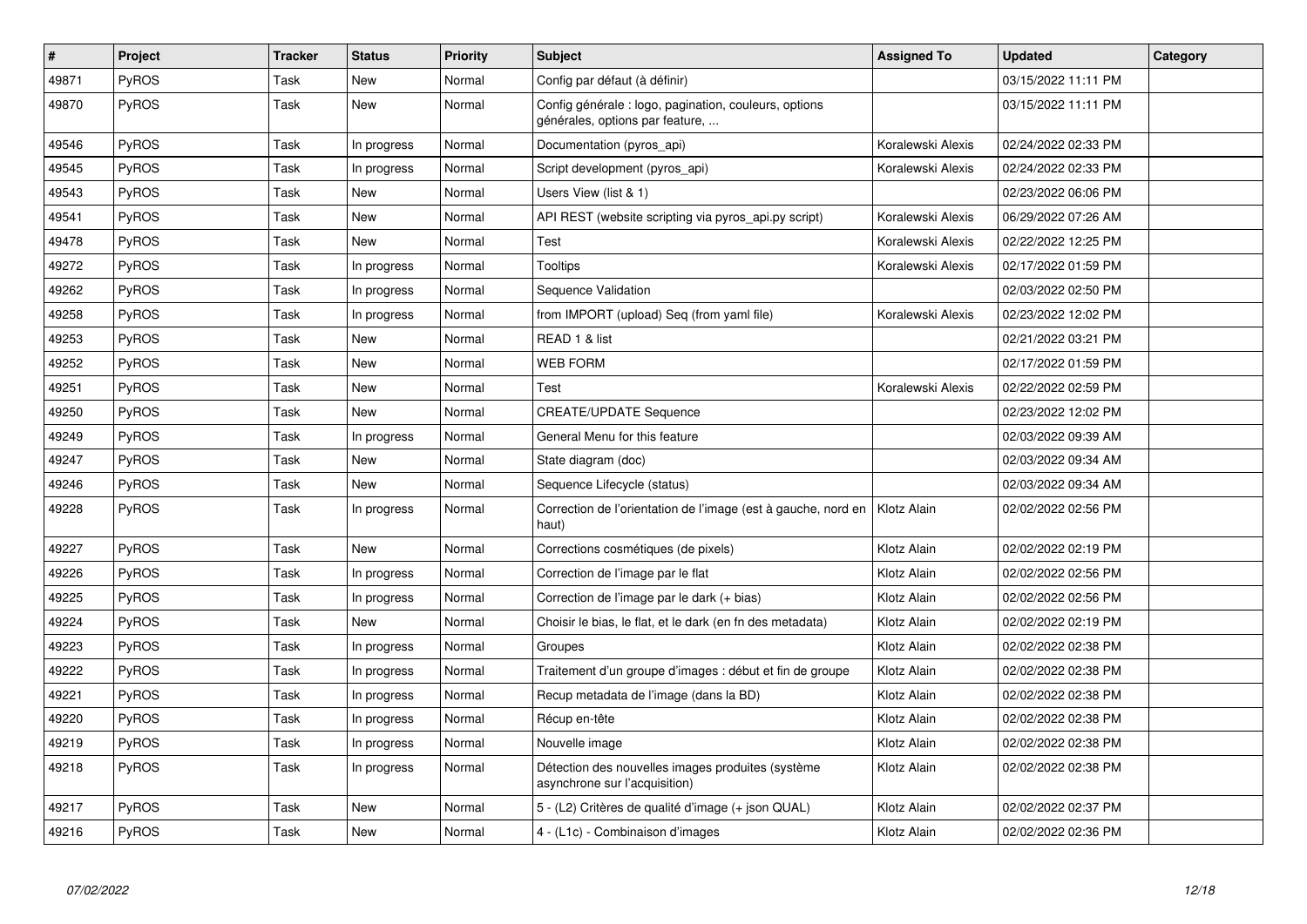| # | Project | Tracker | Status | Priority | Subject | Assigned To | Updated | Category |
| --- | --- | --- | --- | --- | --- | --- | --- | --- |
| 49871 | PyROS | Task | New | Normal | Config par défaut (à définir) | | 03/15/2022 11:11 PM | |
| 49870 | PyROS | Task | New | Normal | Config générale : logo, pagination, couleurs, options générales, options par feature, ... | | 03/15/2022 11:11 PM | |
| 49546 | PyROS | Task | In progress | Normal | Documentation (pyros_api) | Koralewski Alexis | 02/24/2022 02:33 PM | |
| 49545 | PyROS | Task | In progress | Normal | Script development (pyros_api) | Koralewski Alexis | 02/24/2022 02:33 PM | |
| 49543 | PyROS | Task | New | Normal | Users View (list & 1) | | 02/23/2022 06:06 PM | |
| 49541 | PyROS | Task | New | Normal | API REST (website scripting via pyros_api.py script) | Koralewski Alexis | 06/29/2022 07:26 AM | |
| 49478 | PyROS | Task | New | Normal | Test | Koralewski Alexis | 02/22/2022 12:25 PM | |
| 49272 | PyROS | Task | In progress | Normal | Tooltips | Koralewski Alexis | 02/17/2022 01:59 PM | |
| 49262 | PyROS | Task | In progress | Normal | Sequence Validation | | 02/03/2022 02:50 PM | |
| 49258 | PyROS | Task | In progress | Normal | from IMPORT (upload) Seq (from yaml file) | Koralewski Alexis | 02/23/2022 12:02 PM | |
| 49253 | PyROS | Task | New | Normal | READ 1 & list | | 02/21/2022 03:21 PM | |
| 49252 | PyROS | Task | New | Normal | WEB FORM | | 02/17/2022 01:59 PM | |
| 49251 | PyROS | Task | New | Normal | Test | Koralewski Alexis | 02/22/2022 02:59 PM | |
| 49250 | PyROS | Task | New | Normal | CREATE/UPDATE Sequence | | 02/23/2022 12:02 PM | |
| 49249 | PyROS | Task | In progress | Normal | General Menu for this feature | | 02/03/2022 09:39 AM | |
| 49247 | PyROS | Task | New | Normal | State diagram (doc) | | 02/03/2022 09:34 AM | |
| 49246 | PyROS | Task | New | Normal | Sequence Lifecycle (status) | | 02/03/2022 09:34 AM | |
| 49228 | PyROS | Task | In progress | Normal | Correction de l'orientation de l'image (est à gauche, nord en haut) | Klotz Alain | 02/02/2022 02:56 PM | |
| 49227 | PyROS | Task | New | Normal | Corrections cosmétiques (de pixels) | Klotz Alain | 02/02/2022 02:19 PM | |
| 49226 | PyROS | Task | In progress | Normal | Correction de l'image par le flat | Klotz Alain | 02/02/2022 02:56 PM | |
| 49225 | PyROS | Task | In progress | Normal | Correction de l'image par le dark (+ bias) | Klotz Alain | 02/02/2022 02:56 PM | |
| 49224 | PyROS | Task | New | Normal | Choisir le bias, le flat, et le dark (en fn des metadata) | Klotz Alain | 02/02/2022 02:19 PM | |
| 49223 | PyROS | Task | In progress | Normal | Groupes | Klotz Alain | 02/02/2022 02:38 PM | |
| 49222 | PyROS | Task | In progress | Normal | Traitement d'un groupe d'images : début et fin de groupe | Klotz Alain | 02/02/2022 02:38 PM | |
| 49221 | PyROS | Task | In progress | Normal | Recup metadata de l'image (dans la BD) | Klotz Alain | 02/02/2022 02:38 PM | |
| 49220 | PyROS | Task | In progress | Normal | Récup en-tête | Klotz Alain | 02/02/2022 02:38 PM | |
| 49219 | PyROS | Task | In progress | Normal | Nouvelle image | Klotz Alain | 02/02/2022 02:38 PM | |
| 49218 | PyROS | Task | In progress | Normal | Détection des nouvelles images produites (système asynchrone sur l'acquisition) | Klotz Alain | 02/02/2022 02:38 PM | |
| 49217 | PyROS | Task | New | Normal | 5 - (L2) Critères de qualité d'image (+ json QUAL) | Klotz Alain | 02/02/2022 02:37 PM | |
| 49216 | PyROS | Task | New | Normal | 4 - (L1c) - Combinaison d'images | Klotz Alain | 02/02/2022 02:36 PM | |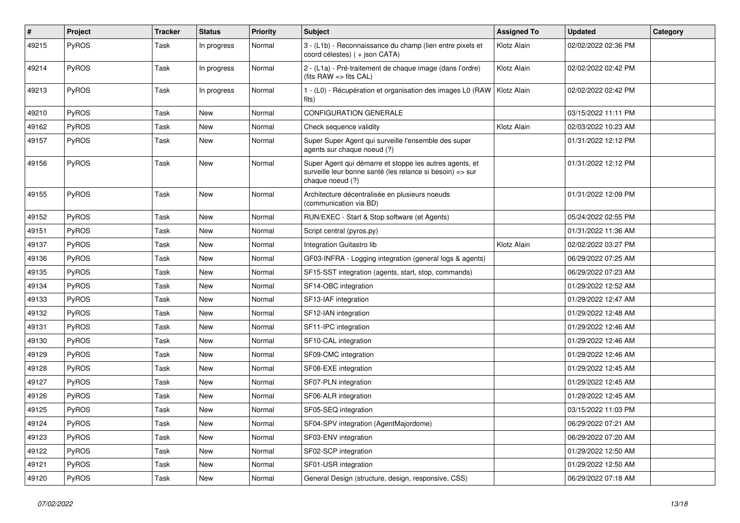| # | Project | Tracker | Status | Priority | Subject | Assigned To | Updated | Category |
|---|---|---|---|---|---|---|---|---|
| 49215 | PyROS | Task | In progress | Normal | 3 - (L1b) - Reconnaissance du champ (lien entre pixels et coord célestes) ( + json CATA) | Klotz Alain | 02/02/2022 02:36 PM | |
| 49214 | PyROS | Task | In progress | Normal | 2 - (L1a) - Pré-traitement de chaque image (dans l'ordre) (fits RAW => fits CAL) | Klotz Alain | 02/02/2022 02:42 PM | |
| 49213 | PyROS | Task | In progress | Normal | 1 - (L0) - Récupération et organisation des images L0 (RAW fits) | Klotz Alain | 02/02/2022 02:42 PM | |
| 49210 | PyROS | Task | New | Normal | CONFIGURATION GENERALE | | 03/15/2022 11:11 PM | |
| 49162 | PyROS | Task | New | Normal | Check sequence validity | Klotz Alain | 02/03/2022 10:23 AM | |
| 49157 | PyROS | Task | New | Normal | Super Super Agent qui surveille l'ensemble des super agents sur chaque noeud (?) | | 01/31/2022 12:12 PM | |
| 49156 | PyROS | Task | New | Normal | Super Agent qui démarre et stoppe les autres agents, et surveille leur bonne santé (les relance si besoin) => sur chaque noeud (?) | | 01/31/2022 12:12 PM | |
| 49155 | PyROS | Task | New | Normal | Architecture décentralisée en plusieurs noeuds (communication via BD) | | 01/31/2022 12:09 PM | |
| 49152 | PyROS | Task | New | Normal | RUN/EXEC - Start & Stop software (et Agents) | | 05/24/2022 02:55 PM | |
| 49151 | PyROS | Task | New | Normal | Script central (pyros.py) | | 01/31/2022 11:36 AM | |
| 49137 | PyROS | Task | New | Normal | Integration Guitastro lib | Klotz Alain | 02/02/2022 03:27 PM | |
| 49136 | PyROS | Task | New | Normal | GF03-INFRA - Logging integration (general logs & agents) | | 06/29/2022 07:25 AM | |
| 49135 | PyROS | Task | New | Normal | SF15-SST integration (agents, start, stop, commands) | | 06/29/2022 07:23 AM | |
| 49134 | PyROS | Task | New | Normal | SF14-OBC integration | | 01/29/2022 12:52 AM | |
| 49133 | PyROS | Task | New | Normal | SF13-IAF integration | | 01/29/2022 12:47 AM | |
| 49132 | PyROS | Task | New | Normal | SF12-IAN integration | | 01/29/2022 12:48 AM | |
| 49131 | PyROS | Task | New | Normal | SF11-IPC integration | | 01/29/2022 12:46 AM | |
| 49130 | PyROS | Task | New | Normal | SF10-CAL integration | | 01/29/2022 12:46 AM | |
| 49129 | PyROS | Task | New | Normal | SF09-CMC integration | | 01/29/2022 12:46 AM | |
| 49128 | PyROS | Task | New | Normal | SF08-EXE integration | | 01/29/2022 12:45 AM | |
| 49127 | PyROS | Task | New | Normal | SF07-PLN integration | | 01/29/2022 12:45 AM | |
| 49126 | PyROS | Task | New | Normal | SF06-ALR integration | | 01/29/2022 12:45 AM | |
| 49125 | PyROS | Task | New | Normal | SF05-SEQ integration | | 03/15/2022 11:03 PM | |
| 49124 | PyROS | Task | New | Normal | SF04-SPV integration (AgentMajordome) | | 06/29/2022 07:21 AM | |
| 49123 | PyROS | Task | New | Normal | SF03-ENV integration | | 06/29/2022 07:20 AM | |
| 49122 | PyROS | Task | New | Normal | SF02-SCP integration | | 01/29/2022 12:50 AM | |
| 49121 | PyROS | Task | New | Normal | SF01-USR integration | | 01/29/2022 12:50 AM | |
| 49120 | PyROS | Task | New | Normal | General Design (structure, design, responsive, CSS) | | 06/29/2022 07:18 AM | |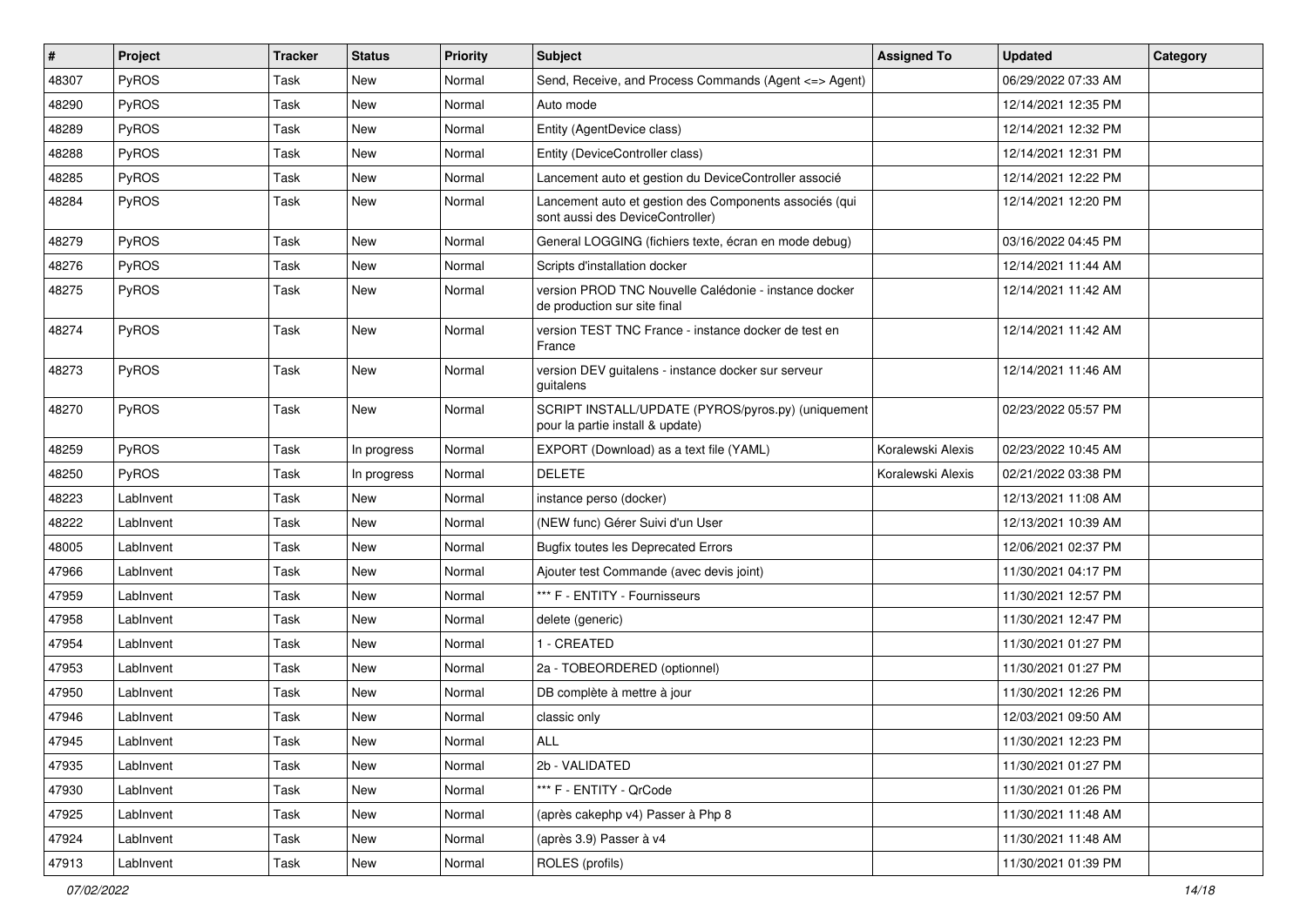| # | Project | Tracker | Status | Priority | Subject | Assigned To | Updated | Category |
|---|---|---|---|---|---|---|---|---|
| 48307 | PyROS | Task | New | Normal | Send, Receive, and Process Commands (Agent <=> Agent) | | 06/29/2022 07:33 AM | |
| 48290 | PyROS | Task | New | Normal | Auto mode | | 12/14/2021 12:35 PM | |
| 48289 | PyROS | Task | New | Normal | Entity (AgentDevice class) | | 12/14/2021 12:32 PM | |
| 48288 | PyROS | Task | New | Normal | Entity (DeviceController class) | | 12/14/2021 12:31 PM | |
| 48285 | PyROS | Task | New | Normal | Lancement auto et gestion du DeviceController associé | | 12/14/2021 12:22 PM | |
| 48284 | PyROS | Task | New | Normal | Lancement auto et gestion des Components associés (qui sont aussi des DeviceController) | | 12/14/2021 12:20 PM | |
| 48279 | PyROS | Task | New | Normal | General LOGGING (fichiers texte, écran en mode debug) | | 03/16/2022 04:45 PM | |
| 48276 | PyROS | Task | New | Normal | Scripts d'installation docker | | 12/14/2021 11:44 AM | |
| 48275 | PyROS | Task | New | Normal | version PROD TNC Nouvelle Calédonie - instance docker de production sur site final | | 12/14/2021 11:42 AM | |
| 48274 | PyROS | Task | New | Normal | version TEST TNC France - instance docker de test en France | | 12/14/2021 11:42 AM | |
| 48273 | PyROS | Task | New | Normal | version DEV guitalens - instance docker sur serveur guitalens | | 12/14/2021 11:46 AM | |
| 48270 | PyROS | Task | New | Normal | SCRIPT INSTALL/UPDATE (PYROS/pyros.py) (uniquement pour la partie install & update) | | 02/23/2022 05:57 PM | |
| 48259 | PyROS | Task | In progress | Normal | EXPORT (Download) as a text file (YAML) | Koralewski Alexis | 02/23/2022 10:45 AM | |
| 48250 | PyROS | Task | In progress | Normal | DELETE | Koralewski Alexis | 02/21/2022 03:38 PM | |
| 48223 | LabInvent | Task | New | Normal | instance perso (docker) | | 12/13/2021 11:08 AM | |
| 48222 | LabInvent | Task | New | Normal | (NEW func) Gérer Suivi d'un User | | 12/13/2021 10:39 AM | |
| 48005 | LabInvent | Task | New | Normal | Bugfix toutes les Deprecated Errors | | 12/06/2021 02:37 PM | |
| 47966 | LabInvent | Task | New | Normal | Ajouter test Commande (avec devis joint) | | 11/30/2021 04:17 PM | |
| 47959 | LabInvent | Task | New | Normal | *** F - ENTITY - Fournisseurs | | 11/30/2021 12:57 PM | |
| 47958 | LabInvent | Task | New | Normal | delete (generic) | | 11/30/2021 12:47 PM | |
| 47954 | LabInvent | Task | New | Normal | 1 - CREATED | | 11/30/2021 01:27 PM | |
| 47953 | LabInvent | Task | New | Normal | 2a - TOBEORDERED (optionnel) | | 11/30/2021 01:27 PM | |
| 47950 | LabInvent | Task | New | Normal | DB complète à mettre à jour | | 11/30/2021 12:26 PM | |
| 47946 | LabInvent | Task | New | Normal | classic only | | 12/03/2021 09:50 AM | |
| 47945 | LabInvent | Task | New | Normal | ALL | | 11/30/2021 12:23 PM | |
| 47935 | LabInvent | Task | New | Normal | 2b - VALIDATED | | 11/30/2021 01:27 PM | |
| 47930 | LabInvent | Task | New | Normal | *** F - ENTITY - QrCode | | 11/30/2021 01:26 PM | |
| 47925 | LabInvent | Task | New | Normal | (après cakephp v4) Passer à Php 8 | | 11/30/2021 11:48 AM | |
| 47924 | LabInvent | Task | New | Normal | (après 3.9) Passer à v4 | | 11/30/2021 11:48 AM | |
| 47913 | LabInvent | Task | New | Normal | ROLES (profils) | | 11/30/2021 01:39 PM | |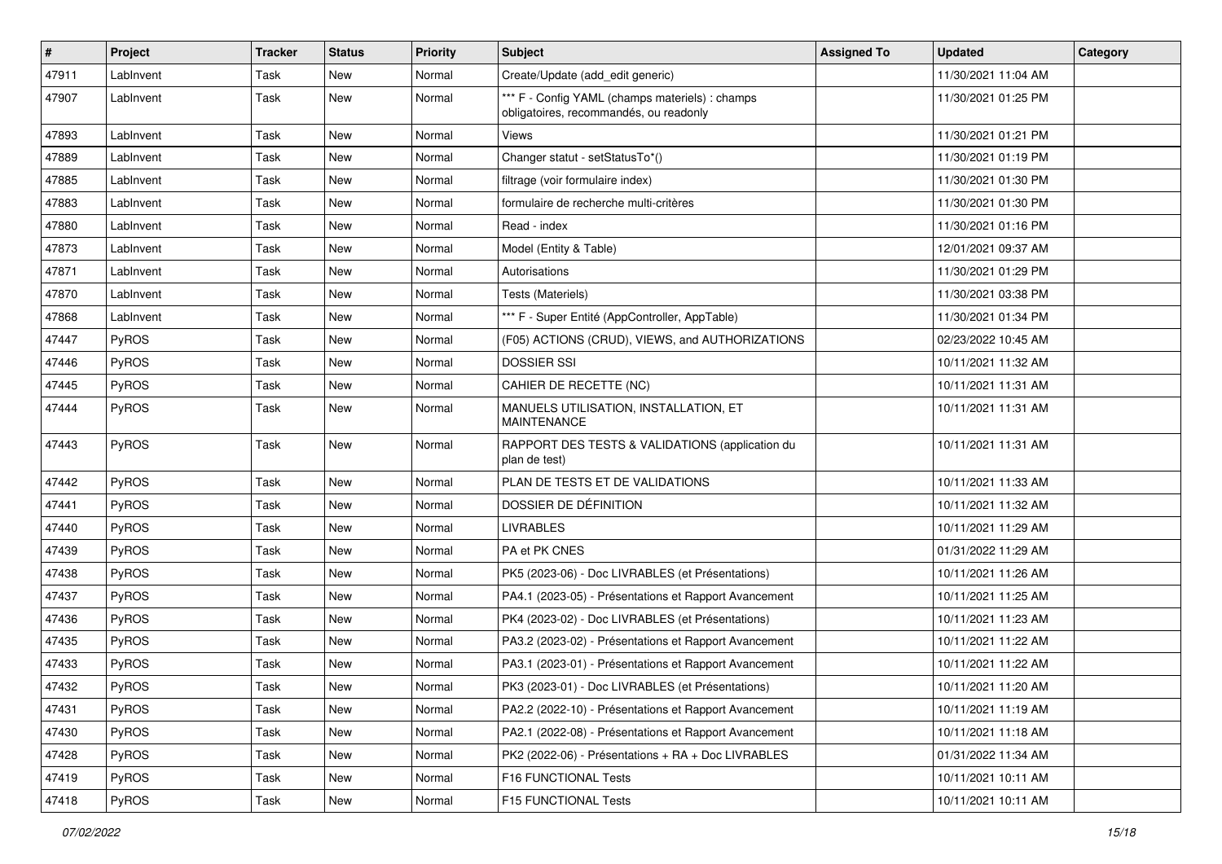| # | Project | Tracker | Status | Priority | Subject | Assigned To | Updated | Category |
|---|---|---|---|---|---|---|---|---|
| 47911 | LabInvent | Task | New | Normal | Create/Update (add_edit generic) | | 11/30/2021 11:04 AM | |
| 47907 | LabInvent | Task | New | Normal | *** F - Config YAML (champs materiels) : champs obligatoires, recommandés, ou readonly | | 11/30/2021 01:25 PM | |
| 47893 | LabInvent | Task | New | Normal | Views | | 11/30/2021 01:21 PM | |
| 47889 | LabInvent | Task | New | Normal | Changer statut - setStatusTo*() | | 11/30/2021 01:19 PM | |
| 47885 | LabInvent | Task | New | Normal | filtrage (voir formulaire index) | | 11/30/2021 01:30 PM | |
| 47883 | LabInvent | Task | New | Normal | formulaire de recherche multi-critères | | 11/30/2021 01:30 PM | |
| 47880 | LabInvent | Task | New | Normal | Read - index | | 11/30/2021 01:16 PM | |
| 47873 | LabInvent | Task | New | Normal | Model (Entity & Table) | | 12/01/2021 09:37 AM | |
| 47871 | LabInvent | Task | New | Normal | Autorisations | | 11/30/2021 01:29 PM | |
| 47870 | LabInvent | Task | New | Normal | Tests (Materiels) | | 11/30/2021 03:38 PM | |
| 47868 | LabInvent | Task | New | Normal | *** F - Super Entité (AppController, AppTable) | | 11/30/2021 01:34 PM | |
| 47447 | PyROS | Task | New | Normal | (F05) ACTIONS (CRUD), VIEWS, and AUTHORIZATIONS | | 02/23/2022 10:45 AM | |
| 47446 | PyROS | Task | New | Normal | DOSSIER SSI | | 10/11/2021 11:32 AM | |
| 47445 | PyROS | Task | New | Normal | CAHIER DE RECETTE (NC) | | 10/11/2021 11:31 AM | |
| 47444 | PyROS | Task | New | Normal | MANUELS UTILISATION, INSTALLATION, ET MAINTENANCE | | 10/11/2021 11:31 AM | |
| 47443 | PyROS | Task | New | Normal | RAPPORT DES TESTS & VALIDATIONS (application du plan de test) | | 10/11/2021 11:31 AM | |
| 47442 | PyROS | Task | New | Normal | PLAN DE TESTS ET DE VALIDATIONS | | 10/11/2021 11:33 AM | |
| 47441 | PyROS | Task | New | Normal | DOSSIER DE DÉFINITION | | 10/11/2021 11:32 AM | |
| 47440 | PyROS | Task | New | Normal | LIVRABLES | | 10/11/2021 11:29 AM | |
| 47439 | PyROS | Task | New | Normal | PA et PK CNES | | 01/31/2022 11:29 AM | |
| 47438 | PyROS | Task | New | Normal | PK5 (2023-06) - Doc LIVRABLES (et Présentations) | | 10/11/2021 11:26 AM | |
| 47437 | PyROS | Task | New | Normal | PA4.1 (2023-05) - Présentations et Rapport Avancement | | 10/11/2021 11:25 AM | |
| 47436 | PyROS | Task | New | Normal | PK4 (2023-02) - Doc LIVRABLES (et Présentations) | | 10/11/2021 11:23 AM | |
| 47435 | PyROS | Task | New | Normal | PA3.2 (2023-02) - Présentations et Rapport Avancement | | 10/11/2021 11:22 AM | |
| 47433 | PyROS | Task | New | Normal | PA3.1 (2023-01) - Présentations et Rapport Avancement | | 10/11/2021 11:22 AM | |
| 47432 | PyROS | Task | New | Normal | PK3 (2023-01) - Doc LIVRABLES (et Présentations) | | 10/11/2021 11:20 AM | |
| 47431 | PyROS | Task | New | Normal | PA2.2 (2022-10) - Présentations et Rapport Avancement | | 10/11/2021 11:19 AM | |
| 47430 | PyROS | Task | New | Normal | PA2.1 (2022-08) - Présentations et Rapport Avancement | | 10/11/2021 11:18 AM | |
| 47428 | PyROS | Task | New | Normal | PK2 (2022-06) - Présentations + RA + Doc LIVRABLES | | 01/31/2022 11:34 AM | |
| 47419 | PyROS | Task | New | Normal | F16 FUNCTIONAL Tests | | 10/11/2021 10:11 AM | |
| 47418 | PyROS | Task | New | Normal | F15 FUNCTIONAL Tests | | 10/11/2021 10:11 AM | |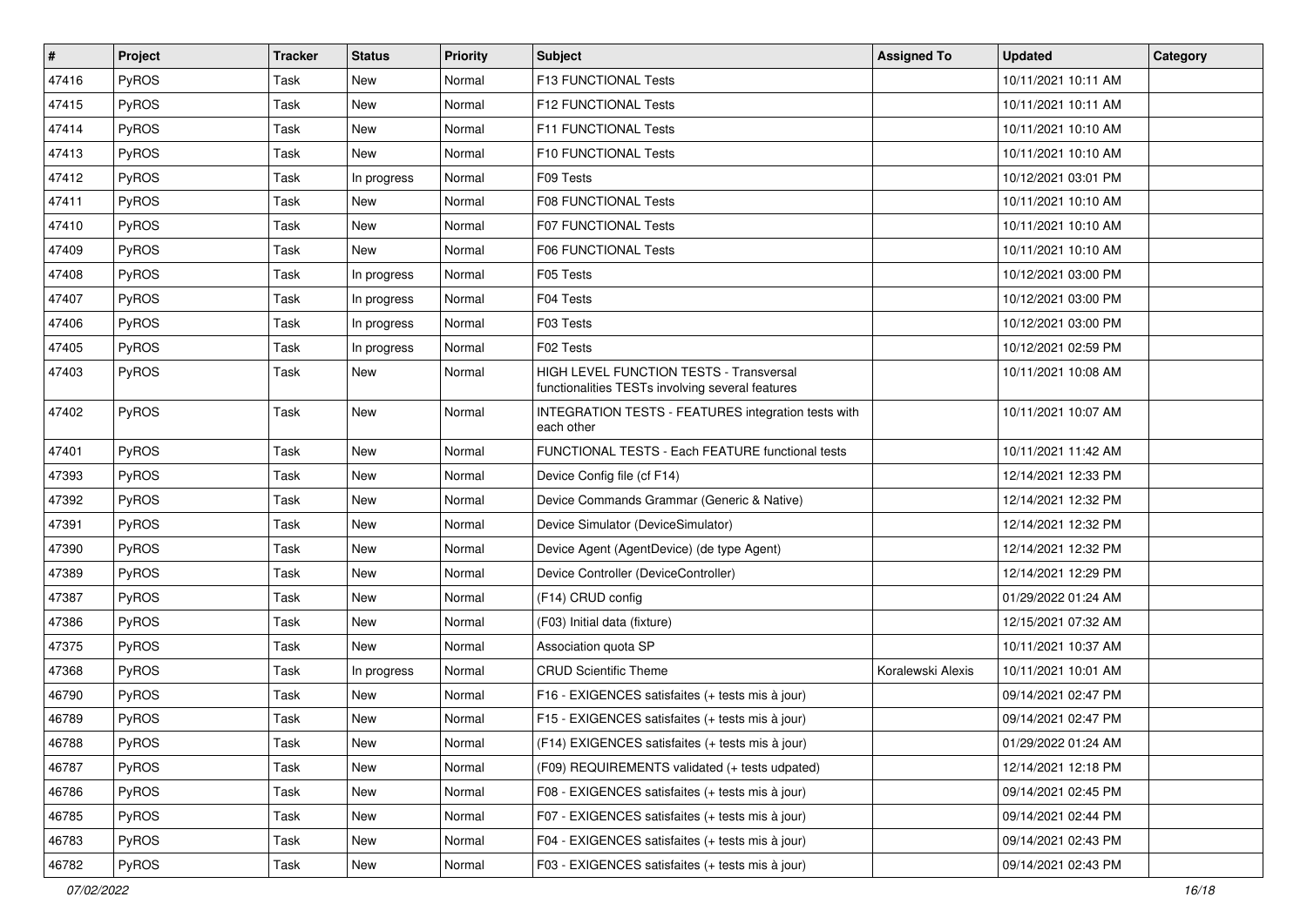| # | Project | Tracker | Status | Priority | Subject | Assigned To | Updated | Category |
|---|---|---|---|---|---|---|---|---|
| 47416 | PyROS | Task | New | Normal | F13 FUNCTIONAL Tests | | 10/11/2021 10:11 AM | |
| 47415 | PyROS | Task | New | Normal | F12 FUNCTIONAL Tests | | 10/11/2021 10:11 AM | |
| 47414 | PyROS | Task | New | Normal | F11 FUNCTIONAL Tests | | 10/11/2021 10:10 AM | |
| 47413 | PyROS | Task | New | Normal | F10 FUNCTIONAL Tests | | 10/11/2021 10:10 AM | |
| 47412 | PyROS | Task | In progress | Normal | F09 Tests | | 10/12/2021 03:01 PM | |
| 47411 | PyROS | Task | New | Normal | F08 FUNCTIONAL Tests | | 10/11/2021 10:10 AM | |
| 47410 | PyROS | Task | New | Normal | F07 FUNCTIONAL Tests | | 10/11/2021 10:10 AM | |
| 47409 | PyROS | Task | New | Normal | F06 FUNCTIONAL Tests | | 10/11/2021 10:10 AM | |
| 47408 | PyROS | Task | In progress | Normal | F05 Tests | | 10/12/2021 03:00 PM | |
| 47407 | PyROS | Task | In progress | Normal | F04 Tests | | 10/12/2021 03:00 PM | |
| 47406 | PyROS | Task | In progress | Normal | F03 Tests | | 10/12/2021 03:00 PM | |
| 47405 | PyROS | Task | In progress | Normal | F02 Tests | | 10/12/2021 02:59 PM | |
| 47403 | PyROS | Task | New | Normal | HIGH LEVEL FUNCTION TESTS - Transversal functionalities TESTs involving several features | | 10/11/2021 10:08 AM | |
| 47402 | PyROS | Task | New | Normal | INTEGRATION TESTS - FEATURES integration tests with each other | | 10/11/2021 10:07 AM | |
| 47401 | PyROS | Task | New | Normal | FUNCTIONAL TESTS - Each FEATURE functional tests | | 10/11/2021 11:42 AM | |
| 47393 | PyROS | Task | New | Normal | Device Config file (cf F14) | | 12/14/2021 12:33 PM | |
| 47392 | PyROS | Task | New | Normal | Device Commands Grammar (Generic & Native) | | 12/14/2021 12:32 PM | |
| 47391 | PyROS | Task | New | Normal | Device Simulator (DeviceSimulator) | | 12/14/2021 12:32 PM | |
| 47390 | PyROS | Task | New | Normal | Device Agent (AgentDevice) (de type Agent) | | 12/14/2021 12:32 PM | |
| 47389 | PyROS | Task | New | Normal | Device Controller (DeviceController) | | 12/14/2021 12:29 PM | |
| 47387 | PyROS | Task | New | Normal | (F14) CRUD config | | 01/29/2022 01:24 AM | |
| 47386 | PyROS | Task | New | Normal | (F03) Initial data (fixture) | | 12/15/2021 07:32 AM | |
| 47375 | PyROS | Task | New | Normal | Association quota SP | | 10/11/2021 10:37 AM | |
| 47368 | PyROS | Task | In progress | Normal | CRUD Scientific Theme | Koralewski Alexis | 10/11/2021 10:01 AM | |
| 46790 | PyROS | Task | New | Normal | F16 - EXIGENCES satisfaites (+ tests mis à jour) | | 09/14/2021 02:47 PM | |
| 46789 | PyROS | Task | New | Normal | F15 - EXIGENCES satisfaites (+ tests mis à jour) | | 09/14/2021 02:47 PM | |
| 46788 | PyROS | Task | New | Normal | (F14) EXIGENCES satisfaites (+ tests mis à jour) | | 01/29/2022 01:24 AM | |
| 46787 | PyROS | Task | New | Normal | (F09) REQUIREMENTS validated (+ tests udpated) | | 12/14/2021 12:18 PM | |
| 46786 | PyROS | Task | New | Normal | F08 - EXIGENCES satisfaites (+ tests mis à jour) | | 09/14/2021 02:45 PM | |
| 46785 | PyROS | Task | New | Normal | F07 - EXIGENCES satisfaites (+ tests mis à jour) | | 09/14/2021 02:44 PM | |
| 46783 | PyROS | Task | New | Normal | F04 - EXIGENCES satisfaites (+ tests mis à jour) | | 09/14/2021 02:43 PM | |
| 46782 | PyROS | Task | New | Normal | F03 - EXIGENCES satisfaites (+ tests mis à jour) | | 09/14/2021 02:43 PM | |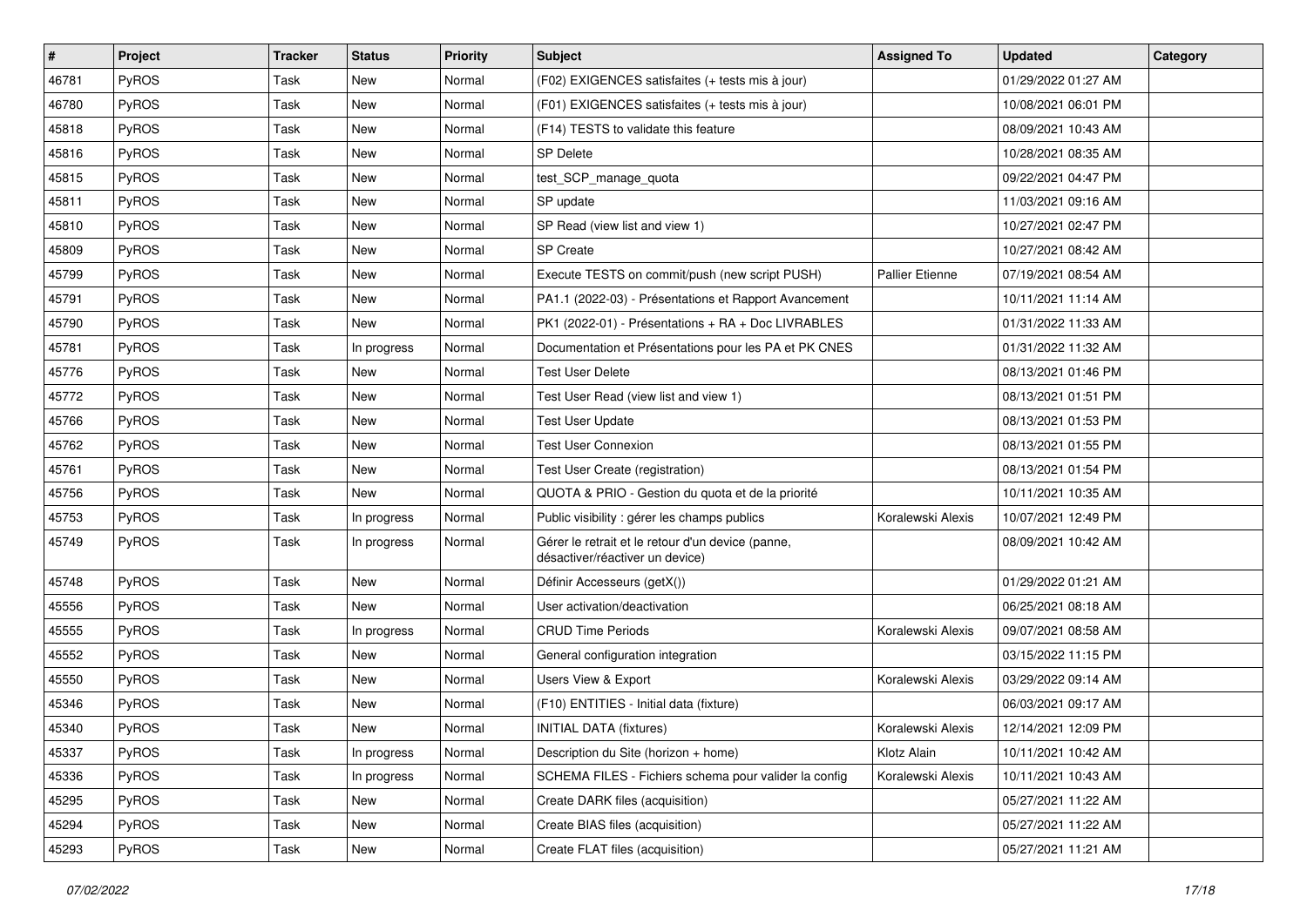| # | Project | Tracker | Status | Priority | Subject | Assigned To | Updated | Category |
|---|---|---|---|---|---|---|---|---|
| 46781 | PyROS | Task | New | Normal | (F02) EXIGENCES satisfaites (+ tests mis à jour) | | 01/29/2022 01:27 AM | |
| 46780 | PyROS | Task | New | Normal | (F01) EXIGENCES satisfaites (+ tests mis à jour) | | 10/08/2021 06:01 PM | |
| 45818 | PyROS | Task | New | Normal | (F14) TESTS to validate this feature | | 08/09/2021 10:43 AM | |
| 45816 | PyROS | Task | New | Normal | SP Delete | | 10/28/2021 08:35 AM | |
| 45815 | PyROS | Task | New | Normal | test_SCP_manage_quota | | 09/22/2021 04:47 PM | |
| 45811 | PyROS | Task | New | Normal | SP update | | 11/03/2021 09:16 AM | |
| 45810 | PyROS | Task | New | Normal | SP Read (view list and view 1) | | 10/27/2021 02:47 PM | |
| 45809 | PyROS | Task | New | Normal | SP Create | | 10/27/2021 08:42 AM | |
| 45799 | PyROS | Task | New | Normal | Execute TESTS on commit/push (new script PUSH) | Pallier Etienne | 07/19/2021 08:54 AM | |
| 45791 | PyROS | Task | New | Normal | PA1.1 (2022-03) - Présentations et Rapport Avancement | | 10/11/2021 11:14 AM | |
| 45790 | PyROS | Task | New | Normal | PK1 (2022-01) - Présentations + RA + Doc LIVRABLES | | 01/31/2022 11:33 AM | |
| 45781 | PyROS | Task | In progress | Normal | Documentation et Présentations pour les PA et PK CNES | | 01/31/2022 11:32 AM | |
| 45776 | PyROS | Task | New | Normal | Test User Delete | | 08/13/2021 01:46 PM | |
| 45772 | PyROS | Task | New | Normal | Test User Read (view list and view 1) | | 08/13/2021 01:51 PM | |
| 45766 | PyROS | Task | New | Normal | Test User Update | | 08/13/2021 01:53 PM | |
| 45762 | PyROS | Task | New | Normal | Test User Connexion | | 08/13/2021 01:55 PM | |
| 45761 | PyROS | Task | New | Normal | Test User Create (registration) | | 08/13/2021 01:54 PM | |
| 45756 | PyROS | Task | New | Normal | QUOTA & PRIO - Gestion du quota et de la priorité | | 10/11/2021 10:35 AM | |
| 45753 | PyROS | Task | In progress | Normal | Public visibility : gérer les champs publics | Koralewski Alexis | 10/07/2021 12:49 PM | |
| 45749 | PyROS | Task | In progress | Normal | Gérer le retrait et le retour d'un device (panne, désactiver/réactiver un device) | | 08/09/2021 10:42 AM | |
| 45748 | PyROS | Task | New | Normal | Définir Accesseurs (getX()) | | 01/29/2022 01:21 AM | |
| 45556 | PyROS | Task | New | Normal | User activation/deactivation | | 06/25/2021 08:18 AM | |
| 45555 | PyROS | Task | In progress | Normal | CRUD Time Periods | Koralewski Alexis | 09/07/2021 08:58 AM | |
| 45552 | PyROS | Task | New | Normal | General configuration integration | | 03/15/2022 11:15 PM | |
| 45550 | PyROS | Task | New | Normal | Users View & Export | Koralewski Alexis | 03/29/2022 09:14 AM | |
| 45346 | PyROS | Task | New | Normal | (F10) ENTITIES - Initial data (fixture) | | 06/03/2021 09:17 AM | |
| 45340 | PyROS | Task | New | Normal | INITIAL DATA (fixtures) | Koralewski Alexis | 12/14/2021 12:09 PM | |
| 45337 | PyROS | Task | In progress | Normal | Description du Site (horizon + home) | Klotz Alain | 10/11/2021 10:42 AM | |
| 45336 | PyROS | Task | In progress | Normal | SCHEMA FILES - Fichiers schema pour valider la config | Koralewski Alexis | 10/11/2021 10:43 AM | |
| 45295 | PyROS | Task | New | Normal | Create DARK files (acquisition) | | 05/27/2021 11:22 AM | |
| 45294 | PyROS | Task | New | Normal | Create BIAS files (acquisition) | | 05/27/2021 11:22 AM | |
| 45293 | PyROS | Task | New | Normal | Create FLAT files (acquisition) | | 05/27/2021 11:21 AM | |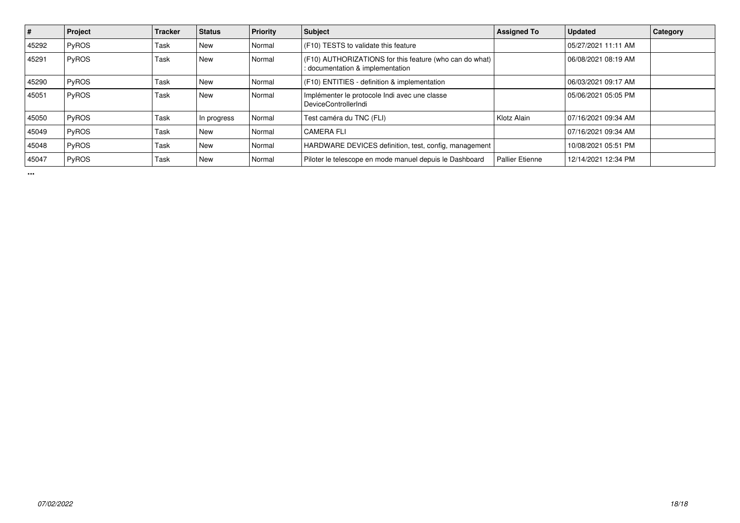| # | Project | Tracker | Status | Priority | Subject | Assigned To | Updated | Category |
|---|---|---|---|---|---|---|---|---|
| 45292 | PyROS | Task | New | Normal | (F10) TESTS to validate this feature | | 05/27/2021 11:11 AM | |
| 45291 | PyROS | Task | New | Normal | (F10) AUTHORIZATIONS for this feature (who can do what) : documentation & implementation | | 06/08/2021 08:19 AM | |
| 45290 | PyROS | Task | New | Normal | (F10) ENTITIES - definition & implementation | | 06/03/2021 09:17 AM | |
| 45051 | PyROS | Task | New | Normal | Implémenter le protocole Indi avec une classe DeviceControllerIndi | | 05/06/2021 05:05 PM | |
| 45050 | PyROS | Task | In progress | Normal | Test caméra du TNC (FLI) | Klotz Alain | 07/16/2021 09:34 AM | |
| 45049 | PyROS | Task | New | Normal | CAMERA FLI | | 07/16/2021 09:34 AM | |
| 45048 | PyROS | Task | New | Normal | HARDWARE DEVICES definition, test, config, management | | 10/08/2021 05:51 PM | |
| 45047 | PyROS | Task | New | Normal | Piloter le telescope en mode manuel depuis le Dashboard | Pallier Etienne | 12/14/2021 12:34 PM | |

...